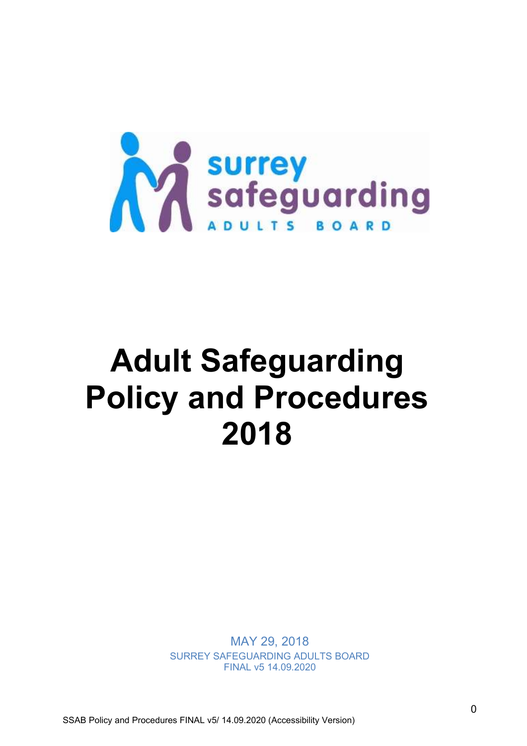surrey safeguarding

ADULTS BOARD

# Adult Safeguarding Policy and Procedures 2018

MAY 29, 2018

SURREY SAFEGUARDING ADULTS BOARD

FINAL v5 14.09.2020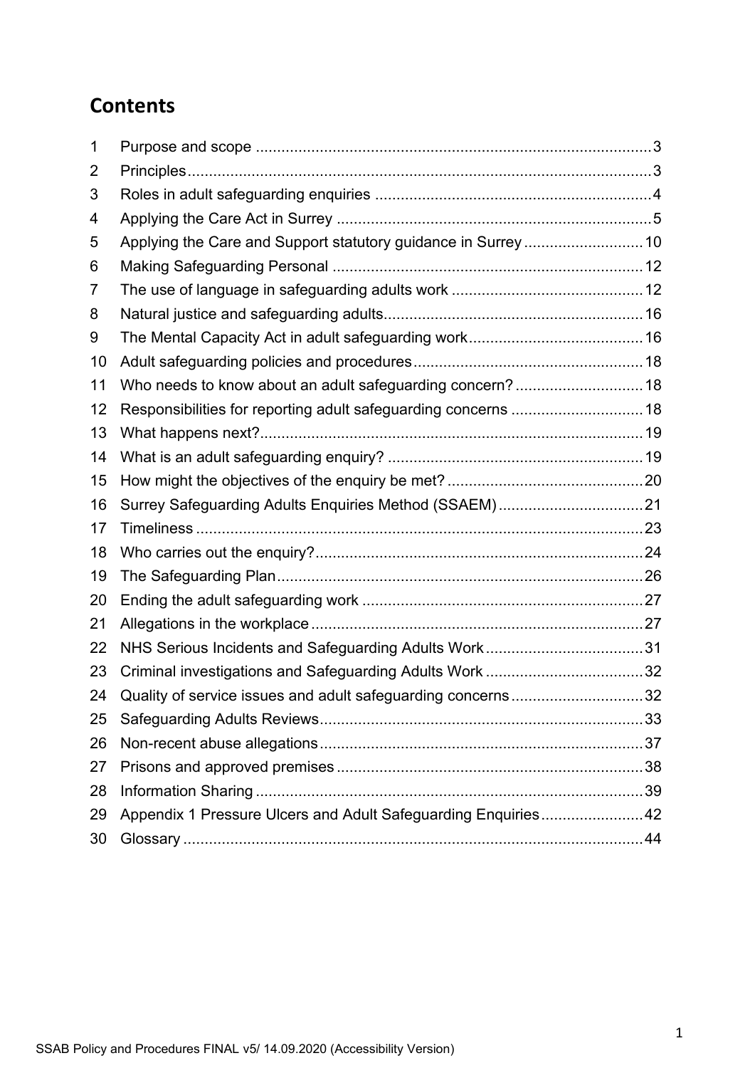## Contents

| | | |
|---|---|---|
| 1 | Purpose and scope | 3 |
| 2 | Principles | 3 |
| 3 | Roles in adult safeguarding enquiries | 4 |
| 4 | Applying the Care Act in Surrey | 5 |
| 5 | Applying the Care and Support statutory guidance in Surrey | 10 |
| 6 | Making Safeguarding Personal | 12 |
| 7 | The use of language in safeguarding adults work | 12 |
| 8 | Natural justice and safeguarding adults | 16 |
| 9 | The Mental Capacity Act in adult safeguarding work | 16 |
| 10 | Adult safeguarding policies and procedures | 18 |
| 11 | Who needs to know about an adult safeguarding concern? | 18 |
| 12 | Responsibilities for reporting adult safeguarding concerns | 18 |
| 13 | What happens next? | 19 |
| 14 | What is an adult safeguarding enquiry? | 19 |
| 15 | How might the objectives of the enquiry be met? | 20 |
| 16 | Surrey Safeguarding Adults Enquiries Method (SSAEM) | 21 |
| 17 | Timeliness | 23 |
| 18 | Who carries out the enquiry? | 24 |
| 19 | The Safeguarding Plan | 26 |
| 20 | Ending the adult safeguarding work | 27 |
| 21 | Allegations in the workplace | 27 |
| 22 | NHS Serious Incidents and Safeguarding Adults Work | 31 |
| 23 | Criminal investigations and Safeguarding Adults Work | 32 |
| 24 | Quality of service issues and adult safeguarding concerns | 32 |
| 25 | Safeguarding Adults Reviews | 33 |
| 26 | Non-recent abuse allegations | 37 |
| 27 | Prisons and approved premises | 38 |
| 28 | Information Sharing | 39 |
| 29 | Appendix 1 Pressure Ulcers and Adult Safeguarding Enquiries | 42 |
| 30 | Glossary | 44 |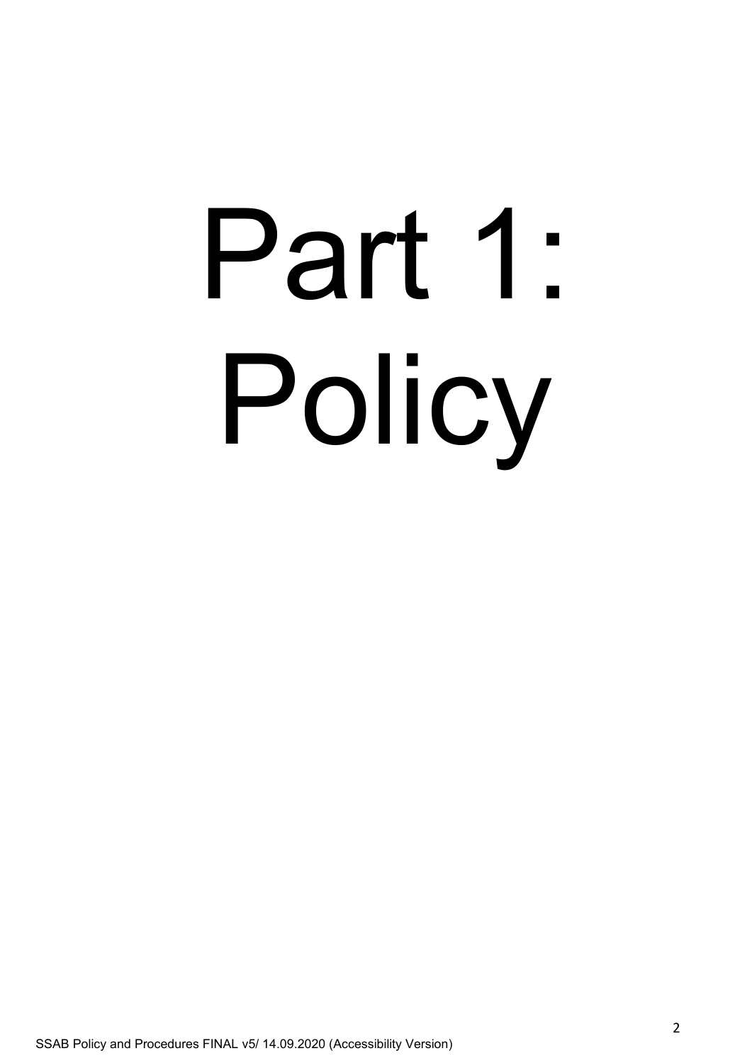# Part 1: Policy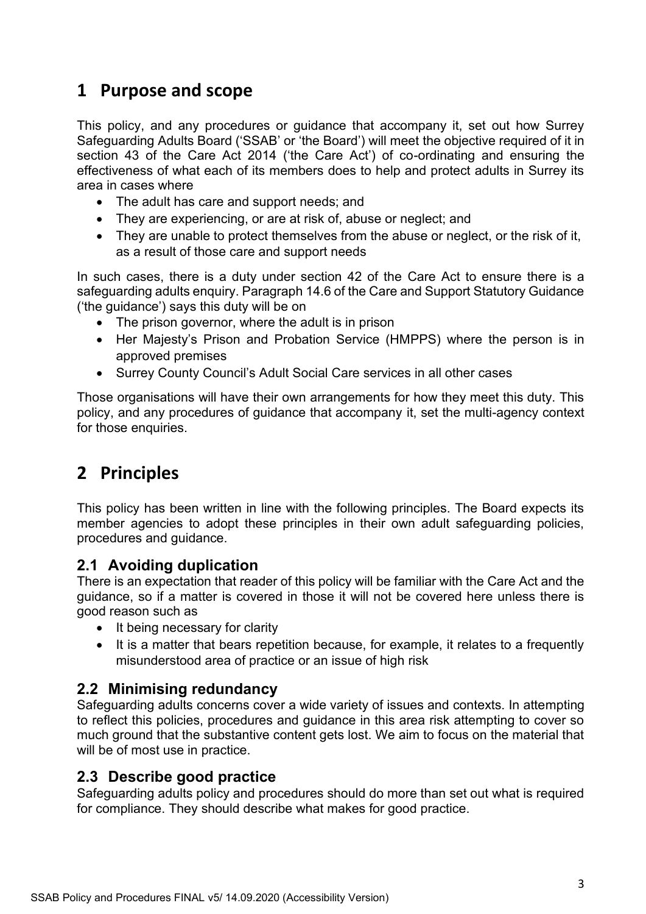# 1 Purpose and scope

This policy, and any procedures or guidance that accompany it, set out how Surrey Safeguarding Adults Board ('SSAB' or 'the Board') will meet the objective required of it in section 43 of the Care Act 2014 ('the Care Act') of co-ordinating and ensuring the effectiveness of what each of its members does to help and protect adults in Surrey its area in cases where

- The adult has care and support needs; and
- They are experiencing, or are at risk of, abuse or neglect; and
- They are unable to protect themselves from the abuse or neglect, or the risk of it, as a result of those care and support needs

In such cases, there is a duty under section 42 of the Care Act to ensure there is a safeguarding adults enquiry. Paragraph 14.6 of the Care and Support Statutory Guidance ('the guidance') says this duty will be on

- The prison governor, where the adult is in prison
- Her Majesty's Prison and Probation Service (HMPPS) where the person is in approved premises
- Surrey County Council's Adult Social Care services in all other cases

Those organisations will have their own arrangements for how they meet this duty. This policy, and any procedures of guidance that accompany it, set the multi-agency context for those enquiries.

# 2 Principles

This policy has been written in line with the following principles. The Board expects its member agencies to adopt these principles in their own adult safeguarding policies, procedures and guidance.

## 2.1 Avoiding duplication

There is an expectation that reader of this policy will be familiar with the Care Act and the guidance, so if a matter is covered in those it will not be covered here unless there is good reason such as

- It being necessary for clarity
- It is a matter that bears repetition because, for example, it relates to a frequently misunderstood area of practice or an issue of high risk

## 2.2 Minimising redundancy

Safeguarding adults concerns cover a wide variety of issues and contexts. In attempting to reflect this policies, procedures and guidance in this area risk attempting to cover so much ground that the substantive content gets lost. We aim to focus on the material that will be of most use in practice.

## 2.3 Describe good practice

Safeguarding adults policy and procedures should do more than set out what is required for compliance. They should describe what makes for good practice.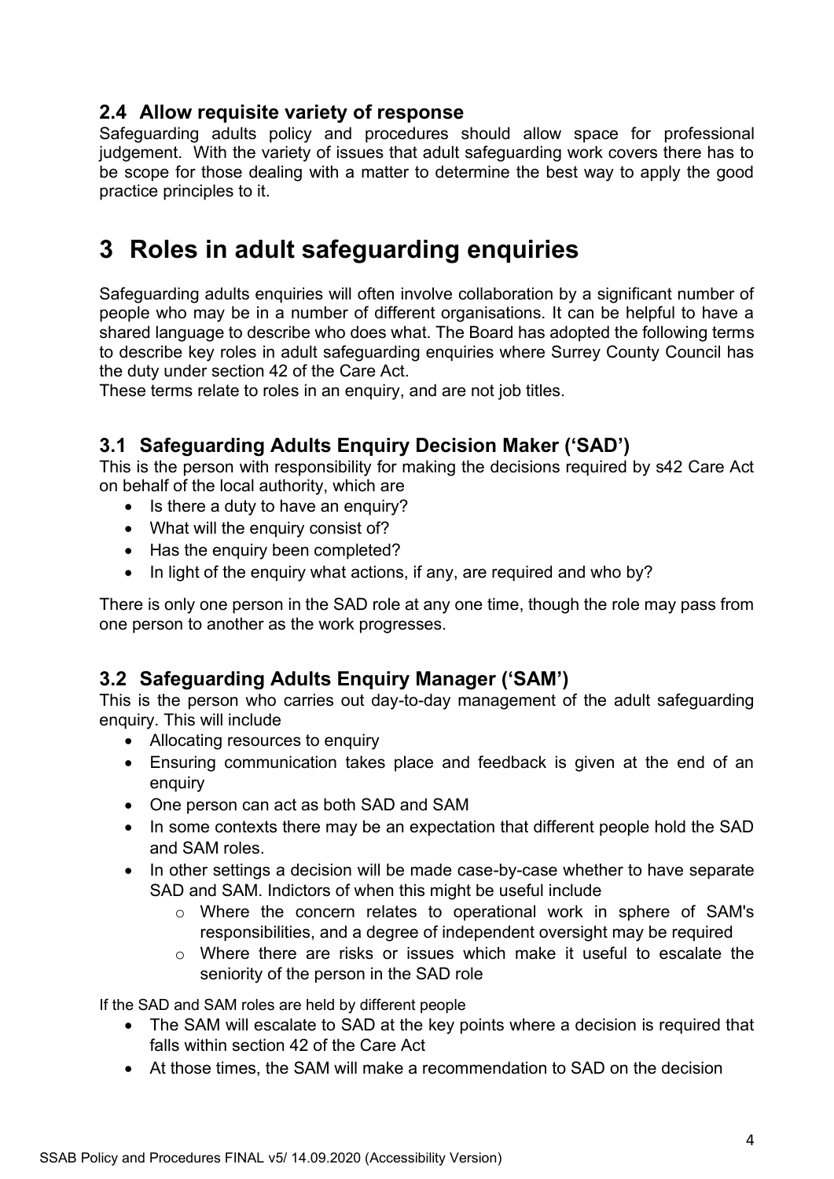### 2.4 Allow requisite variety of response

Safeguarding adults policy and procedures should allow space for professional judgement. With the variety of issues that adult safeguarding work covers there has to be scope for those dealing with a matter to determine the best way to apply the good practice principles to it.

# 3 Roles in adult safeguarding enquiries

Safeguarding adults enquiries will often involve collaboration by a significant number of people who may be in a number of different organisations. It can be helpful to have a shared language to describe who does what. The Board has adopted the following terms to describe key roles in adult safeguarding enquiries where Surrey County Council has the duty under section 42 of the Care Act.

These terms relate to roles in an enquiry, and are not job titles.

### 3.1 Safeguarding Adults Enquiry Decision Maker ('SAD')

This is the person with responsibility for making the decisions required by s42 Care Act on behalf of the local authority, which are

- Is there a duty to have an enquiry?
- What will the enquiry consist of?
- Has the enquiry been completed?
- In light of the enquiry what actions, if any, are required and who by?

There is only one person in the SAD role at any one time, though the role may pass from one person to another as the work progresses.

### 3.2 Safeguarding Adults Enquiry Manager ('SAM')

This is the person who carries out day-to-day management of the adult safeguarding enquiry. This will include

- Allocating resources to enquiry
- Ensuring communication takes place and feedback is given at the end of an enquiry
- One person can act as both SAD and SAM
- In some contexts there may be an expectation that different people hold the SAD and SAM roles.
- In other settings a decision will be made case-by-case whether to have separate SAD and SAM. Indictors of when this might be useful include
  - Where the concern relates to operational work in sphere of SAM's responsibilities, and a degree of independent oversight may be required
  - Where there are risks or issues which make it useful to escalate the seniority of the person in the SAD role

If the SAD and SAM roles are held by different people

- The SAM will escalate to SAD at the key points where a decision is required that falls within section 42 of the Care Act
- At those times, the SAM will make a recommendation to SAD on the decision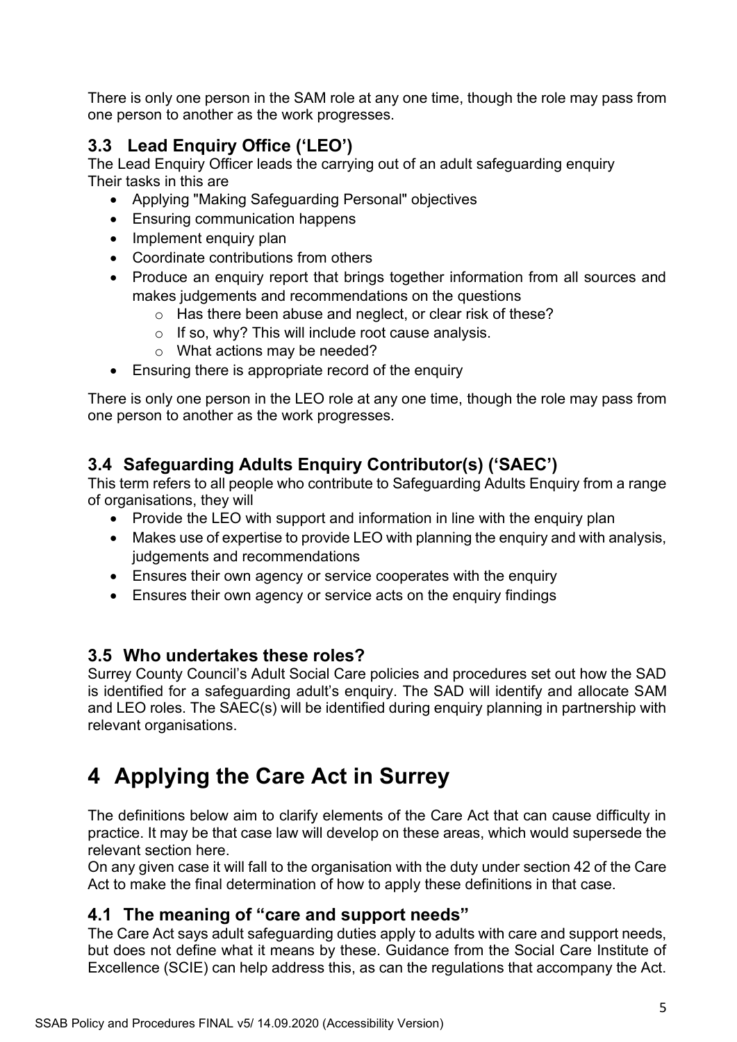There is only one person in the SAM role at any one time, though the role may pass from one person to another as the work progresses.

### 3.3 Lead Enquiry Office ('LEO')

The Lead Enquiry Officer leads the carrying out of an adult safeguarding enquiry
Their tasks in this are

- Applying "Making Safeguarding Personal" objectives
- Ensuring communication happens
- Implement enquiry plan
- Coordinate contributions from others
- Produce an enquiry report that brings together information from all sources and makes judgements and recommendations on the questions
  - Has there been abuse and neglect, or clear risk of these?
  - If so, why? This will include root cause analysis.
  - What actions may be needed?
- Ensuring there is appropriate record of the enquiry

There is only one person in the LEO role at any one time, though the role may pass from one person to another as the work progresses.

### 3.4 Safeguarding Adults Enquiry Contributor(s) ('SAEC')

This term refers to all people who contribute to Safeguarding Adults Enquiry from a range of organisations, they will

- Provide the LEO with support and information in line with the enquiry plan
- Makes use of expertise to provide LEO with planning the enquiry and with analysis, judgements and recommendations
- Ensures their own agency or service cooperates with the enquiry
- Ensures their own agency or service acts on the enquiry findings

### 3.5 Who undertakes these roles?

Surrey County Council's Adult Social Care policies and procedures set out how the SAD is identified for a safeguarding adult's enquiry. The SAD will identify and allocate SAM and LEO roles. The SAEC(s) will be identified during enquiry planning in partnership with relevant organisations.

# 4 Applying the Care Act in Surrey

The definitions below aim to clarify elements of the Care Act that can cause difficulty in practice. It may be that case law will develop on these areas, which would supersede the relevant section here.

On any given case it will fall to the organisation with the duty under section 42 of the Care Act to make the final determination of how to apply these definitions in that case.

### 4.1 The meaning of "care and support needs"

The Care Act says adult safeguarding duties apply to adults with care and support needs, but does not define what it means by these. Guidance from the Social Care Institute of Excellence (SCIE) can help address this, as can the regulations that accompany the Act.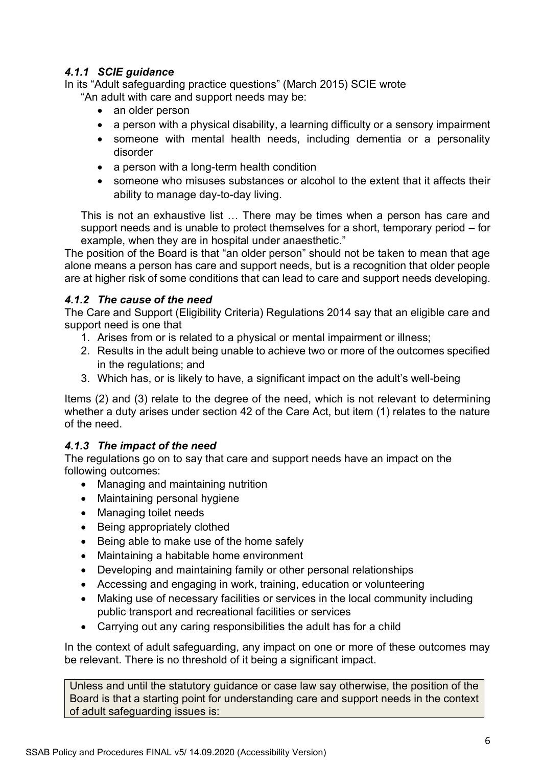#### *4.1.1 SCIE guidance*

In its "Adult safeguarding practice questions" (March 2015) SCIE wrote

> "An adult with care and support needs may be:
>
> - an older person
> - a person with a physical disability, a learning difficulty or a sensory impairment
> - someone with mental health needs, including dementia or a personality disorder
> - a person with a long-term health condition
> - someone who misuses substances or alcohol to the extent that it affects their ability to manage day-to-day living.
>
> This is not an exhaustive list … There may be times when a person has care and support needs and is unable to protect themselves for a short, temporary period – for example, when they are in hospital under anaesthetic."

The position of the Board is that "an older person" should not be taken to mean that age alone means a person has care and support needs, but is a recognition that older people are at higher risk of some conditions that can lead to care and support needs developing.

#### *4.1.2 The cause of the need*

The Care and Support (Eligibility Criteria) Regulations 2014 say that an eligible care and support need is one that

1. Arises from or is related to a physical or mental impairment or illness;
2. Results in the adult being unable to achieve two or more of the outcomes specified in the regulations; and
3. Which has, or is likely to have, a significant impact on the adult's well-being

Items (2) and (3) relate to the degree of the need, which is not relevant to determining whether a duty arises under section 42 of the Care Act, but item (1) relates to the nature of the need.

#### *4.1.3 The impact of the need*

The regulations go on to say that care and support needs have an impact on the following outcomes:

- Managing and maintaining nutrition
- Maintaining personal hygiene
- Managing toilet needs
- Being appropriately clothed
- Being able to make use of the home safely
- Maintaining a habitable home environment
- Developing and maintaining family or other personal relationships
- Accessing and engaging in work, training, education or volunteering
- Making use of necessary facilities or services in the local community including public transport and recreational facilities or services
- Carrying out any caring responsibilities the adult has for a child

In the context of adult safeguarding, any impact on one or more of these outcomes may be relevant. There is no threshold of it being a significant impact.

Unless and until the statutory guidance or case law say otherwise, the position of the Board is that a starting point for understanding care and support needs in the context of adult safeguarding issues is: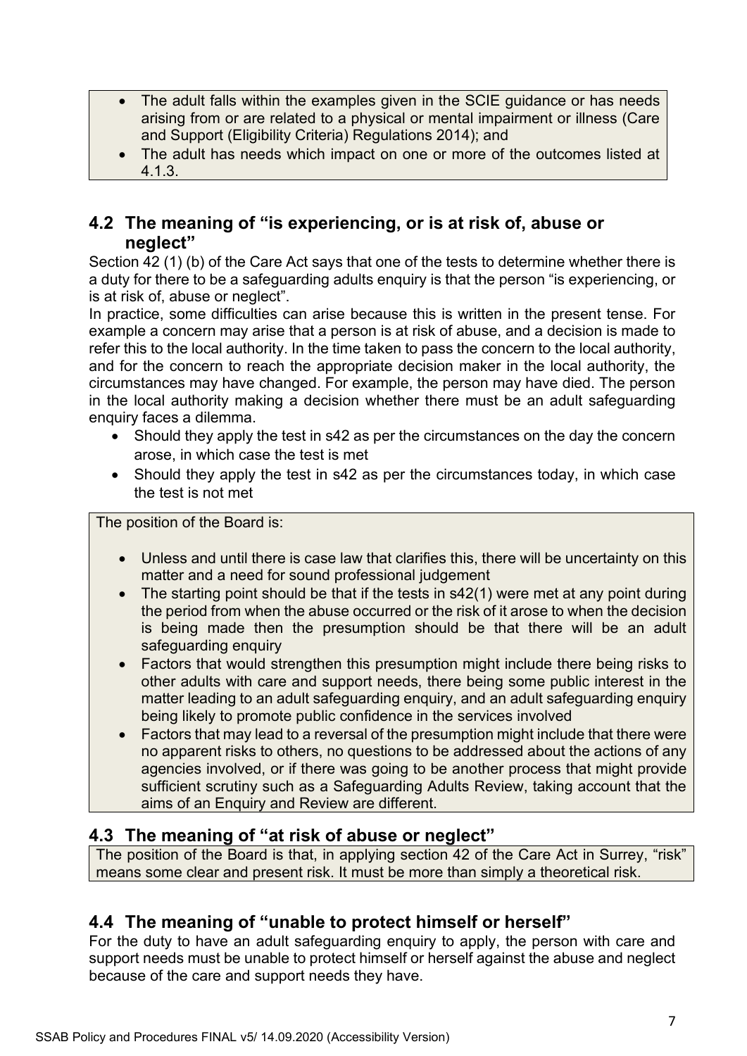- The adult falls within the examples given in the SCIE guidance or has needs arising from or are related to a physical or mental impairment or illness (Care and Support (Eligibility Criteria) Regulations 2014); and
- The adult has needs which impact on one or more of the outcomes listed at 4.1.3.

## 4.2 The meaning of "is experiencing, or is at risk of, abuse or neglect"

Section 42 (1) (b) of the Care Act says that one of the tests to determine whether there is a duty for there to be a safeguarding adults enquiry is that the person "is experiencing, or is at risk of, abuse or neglect".

In practice, some difficulties can arise because this is written in the present tense. For example a concern may arise that a person is at risk of abuse, and a decision is made to refer this to the local authority. In the time taken to pass the concern to the local authority, and for the concern to reach the appropriate decision maker in the local authority, the circumstances may have changed. For example, the person may have died. The person in the local authority making a decision whether there must be an adult safeguarding enquiry faces a dilemma.

- Should they apply the test in s42 as per the circumstances on the day the concern arose, in which case the test is met
- Should they apply the test in s42 as per the circumstances today, in which case the test is not met

The position of the Board is:

- Unless and until there is case law that clarifies this, there will be uncertainty on this matter and a need for sound professional judgement
- The starting point should be that if the tests in s42(1) were met at any point during the period from when the abuse occurred or the risk of it arose to when the decision is being made then the presumption should be that there will be an adult safeguarding enquiry
- Factors that would strengthen this presumption might include there being risks to other adults with care and support needs, there being some public interest in the matter leading to an adult safeguarding enquiry, and an adult safeguarding enquiry being likely to promote public confidence in the services involved
- Factors that may lead to a reversal of the presumption might include that there were no apparent risks to others, no questions to be addressed about the actions of any agencies involved, or if there was going to be another process that might provide sufficient scrutiny such as a Safeguarding Adults Review, taking account that the aims of an Enquiry and Review are different.

## 4.3 The meaning of "at risk of abuse or neglect"

The position of the Board is that, in applying section 42 of the Care Act in Surrey, "risk" means some clear and present risk. It must be more than simply a theoretical risk.

## 4.4 The meaning of "unable to protect himself or herself"

For the duty to have an adult safeguarding enquiry to apply, the person with care and support needs must be unable to protect himself or herself against the abuse and neglect because of the care and support needs they have.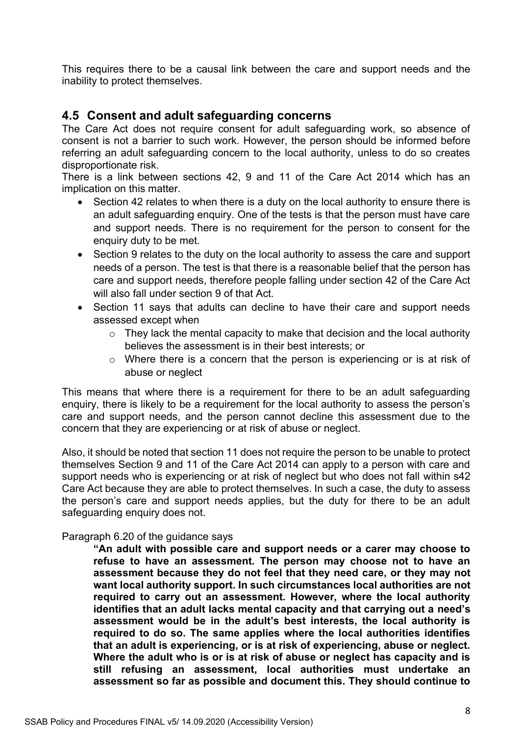This requires there to be a causal link between the care and support needs and the inability to protect themselves.

## 4.5 Consent and adult safeguarding concerns

The Care Act does not require consent for adult safeguarding work, so absence of consent is not a barrier to such work. However, the person should be informed before referring an adult safeguarding concern to the local authority, unless to do so creates disproportionate risk.

There is a link between sections 42, 9 and 11 of the Care Act 2014 which has an implication on this matter.

- Section 42 relates to when there is a duty on the local authority to ensure there is an adult safeguarding enquiry. One of the tests is that the person must have care and support needs. There is no requirement for the person to consent for the enquiry duty to be met.
- Section 9 relates to the duty on the local authority to assess the care and support needs of a person. The test is that there is a reasonable belief that the person has care and support needs, therefore people falling under section 42 of the Care Act will also fall under section 9 of that Act.
- Section 11 says that adults can decline to have their care and support needs assessed except when
  - They lack the mental capacity to make that decision and the local authority believes the assessment is in their best interests; or
  - Where there is a concern that the person is experiencing or is at risk of abuse or neglect

This means that where there is a requirement for there to be an adult safeguarding enquiry, there is likely to be a requirement for the local authority to assess the person's care and support needs, and the person cannot decline this assessment due to the concern that they are experiencing or at risk of abuse or neglect.

Also, it should be noted that section 11 does not require the person to be unable to protect themselves Section 9 and 11 of the Care Act 2014 can apply to a person with care and support needs who is experiencing or at risk of neglect but who does not fall within s42 Care Act because they are able to protect themselves. In such a case, the duty to assess the person's care and support needs applies, but the duty for there to be an adult safeguarding enquiry does not.

Paragraph 6.20 of the guidance says

> **"An adult with possible care and support needs or a carer may choose to refuse to have an assessment. The person may choose not to have an assessment because they do not feel that they need care, or they may not want local authority support. In such circumstances local authorities are not required to carry out an assessment. However, where the local authority identifies that an adult lacks mental capacity and that carrying out a need's assessment would be in the adult's best interests, the local authority is required to do so. The same applies where the local authorities identifies that an adult is experiencing, or is at risk of experiencing, abuse or neglect. Where the adult who is or is at risk of abuse or neglect has capacity and is still refusing an assessment, local authorities must undertake an assessment so far as possible and document this. They should continue to**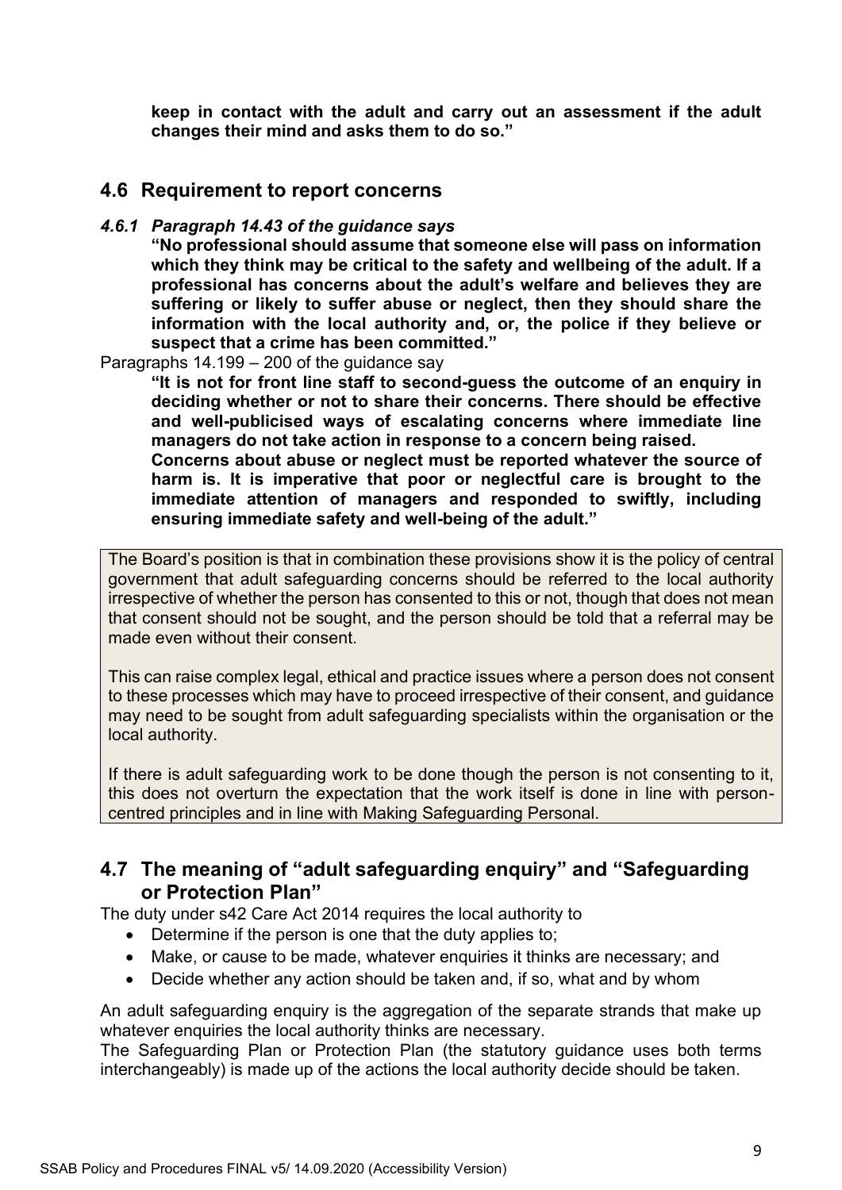**keep in contact with the adult and carry out an assessment if the adult changes their mind and asks them to do so."**

## 4.6 Requirement to report concerns

### *4.6.1 Paragraph 14.43 of the guidance says*

**"No professional should assume that someone else will pass on information which they think may be critical to the safety and wellbeing of the adult. If a professional has concerns about the adult's welfare and believes they are suffering or likely to suffer abuse or neglect, then they should share the information with the local authority and, or, the police if they believe or suspect that a crime has been committed."**

Paragraphs 14.199 – 200 of the guidance say

**"It is not for front line staff to second-guess the outcome of an enquiry in deciding whether or not to share their concerns. There should be effective and well-publicised ways of escalating concerns where immediate line managers do not take action in response to a concern being raised.**

**Concerns about abuse or neglect must be reported whatever the source of harm is. It is imperative that poor or neglectful care is brought to the immediate attention of managers and responded to swiftly, including ensuring immediate safety and well-being of the adult."**

The Board's position is that in combination these provisions show it is the policy of central government that adult safeguarding concerns should be referred to the local authority irrespective of whether the person has consented to this or not, though that does not mean that consent should not be sought, and the person should be told that a referral may be made even without their consent.

This can raise complex legal, ethical and practice issues where a person does not consent to these processes which may have to proceed irrespective of their consent, and guidance may need to be sought from adult safeguarding specialists within the organisation or the local authority.

If there is adult safeguarding work to be done though the person is not consenting to it, this does not overturn the expectation that the work itself is done in line with person-centred principles and in line with Making Safeguarding Personal.

## 4.7 The meaning of "adult safeguarding enquiry" and "Safeguarding or Protection Plan"

The duty under s42 Care Act 2014 requires the local authority to

- Determine if the person is one that the duty applies to;
- Make, or cause to be made, whatever enquiries it thinks are necessary; and
- Decide whether any action should be taken and, if so, what and by whom

An adult safeguarding enquiry is the aggregation of the separate strands that make up whatever enquiries the local authority thinks are necessary.

The Safeguarding Plan or Protection Plan (the statutory guidance uses both terms interchangeably) is made up of the actions the local authority decide should be taken.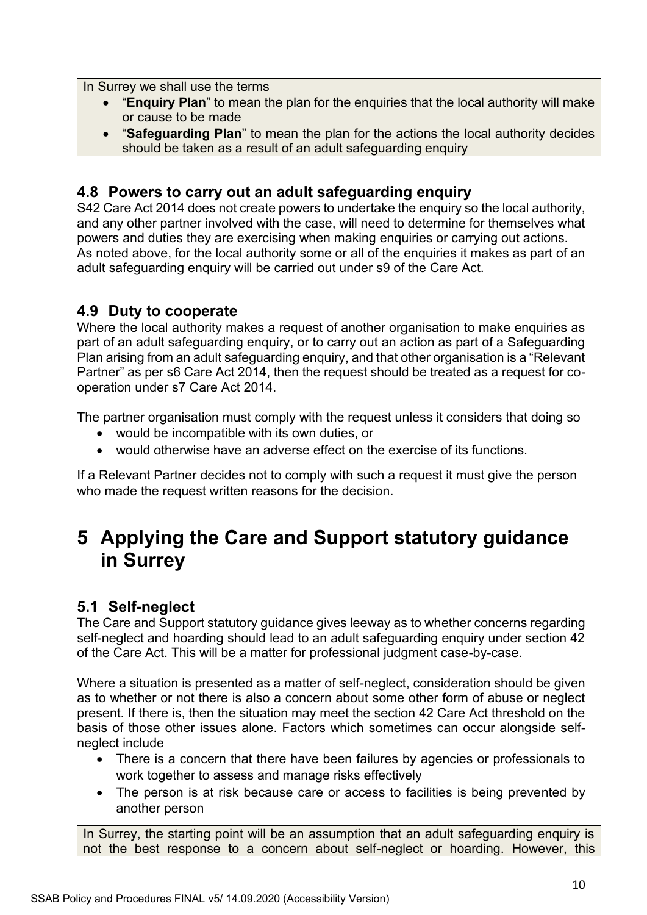In Surrey we shall use the terms

- "**Enquiry Plan**" to mean the plan for the enquiries that the local authority will make or cause to be made
- "**Safeguarding Plan**" to mean the plan for the actions the local authority decides should be taken as a result of an adult safeguarding enquiry

### 4.8 Powers to carry out an adult safeguarding enquiry

S42 Care Act 2014 does not create powers to undertake the enquiry so the local authority, and any other partner involved with the case, will need to determine for themselves what powers and duties they are exercising when making enquiries or carrying out actions. As noted above, for the local authority some or all of the enquiries it makes as part of an adult safeguarding enquiry will be carried out under s9 of the Care Act.

### 4.9 Duty to cooperate

Where the local authority makes a request of another organisation to make enquiries as part of an adult safeguarding enquiry, or to carry out an action as part of a Safeguarding Plan arising from an adult safeguarding enquiry, and that other organisation is a "Relevant Partner" as per s6 Care Act 2014, then the request should be treated as a request for co-operation under s7 Care Act 2014.

The partner organisation must comply with the request unless it considers that doing so

- would be incompatible with its own duties, or
- would otherwise have an adverse effect on the exercise of its functions.

If a Relevant Partner decides not to comply with such a request it must give the person who made the request written reasons for the decision.

## 5 Applying the Care and Support statutory guidance in Surrey

### 5.1 Self-neglect

The Care and Support statutory guidance gives leeway as to whether concerns regarding self-neglect and hoarding should lead to an adult safeguarding enquiry under section 42 of the Care Act. This will be a matter for professional judgment case-by-case.

Where a situation is presented as a matter of self-neglect, consideration should be given as to whether or not there is also a concern about some other form of abuse or neglect present. If there is, then the situation may meet the section 42 Care Act threshold on the basis of those other issues alone. Factors which sometimes can occur alongside self-neglect include

- There is a concern that there have been failures by agencies or professionals to work together to assess and manage risks effectively
- The person is at risk because care or access to facilities is being prevented by another person

In Surrey, the starting point will be an assumption that an adult safeguarding enquiry is not the best response to a concern about self-neglect or hoarding. However, this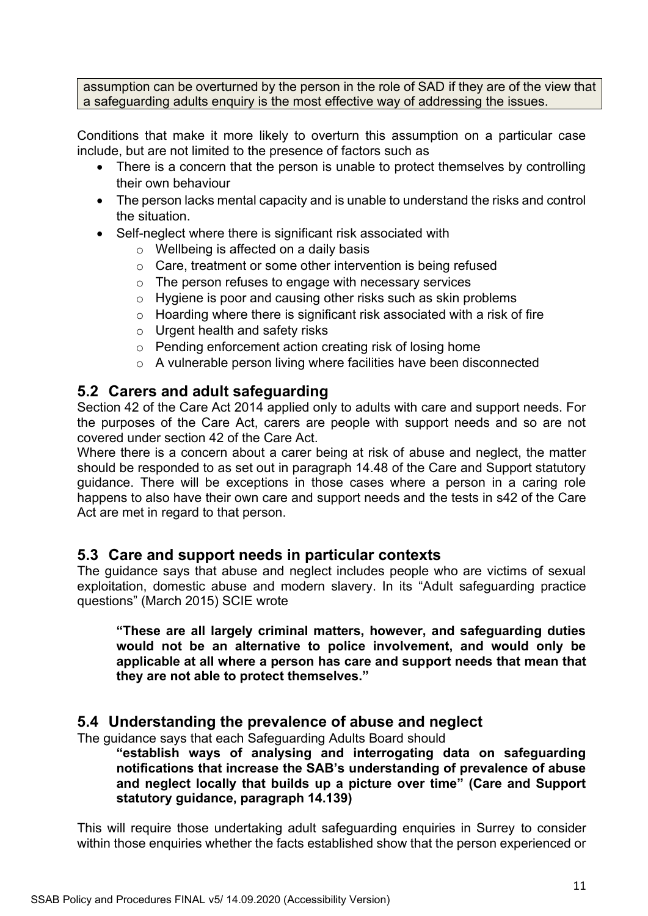assumption can be overturned by the person in the role of SAD if they are of the view that a safeguarding adults enquiry is the most effective way of addressing the issues.

Conditions that make it more likely to overturn this assumption on a particular case include, but are not limited to the presence of factors such as

- There is a concern that the person is unable to protect themselves by controlling their own behaviour
- The person lacks mental capacity and is unable to understand the risks and control the situation.
- Self-neglect where there is significant risk associated with
  - Wellbeing is affected on a daily basis
  - Care, treatment or some other intervention is being refused
  - The person refuses to engage with necessary services
  - Hygiene is poor and causing other risks such as skin problems
  - Hoarding where there is significant risk associated with a risk of fire
  - Urgent health and safety risks
  - Pending enforcement action creating risk of losing home
  - A vulnerable person living where facilities have been disconnected

## 5.2 Carers and adult safeguarding

Section 42 of the Care Act 2014 applied only to adults with care and support needs. For the purposes of the Care Act, carers are people with support needs and so are not covered under section 42 of the Care Act.

Where there is a concern about a carer being at risk of abuse and neglect, the matter should be responded to as set out in paragraph 14.48 of the Care and Support statutory guidance. There will be exceptions in those cases where a person in a caring role happens to also have their own care and support needs and the tests in s42 of the Care Act are met in regard to that person.

## 5.3 Care and support needs in particular contexts

The guidance says that abuse and neglect includes people who are victims of sexual exploitation, domestic abuse and modern slavery. In its "Adult safeguarding practice questions" (March 2015) SCIE wrote

> **"These are all largely criminal matters, however, and safeguarding duties would not be an alternative to police involvement, and would only be applicable at all where a person has care and support needs that mean that they are not able to protect themselves."**

## 5.4 Understanding the prevalence of abuse and neglect

The guidance says that each Safeguarding Adults Board should

> **"establish ways of analysing and interrogating data on safeguarding notifications that increase the SAB's understanding of prevalence of abuse and neglect locally that builds up a picture over time" (Care and Support statutory guidance, paragraph 14.139)**

This will require those undertaking adult safeguarding enquiries in Surrey to consider within those enquiries whether the facts established show that the person experienced or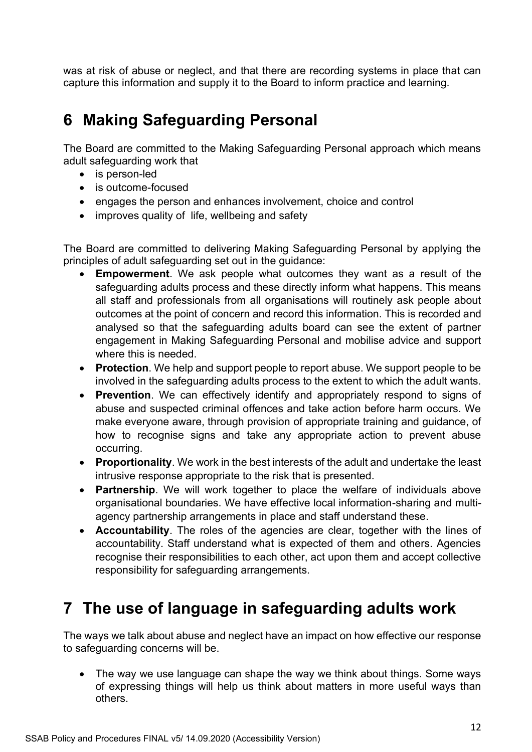was at risk of abuse or neglect, and that there are recording systems in place that can capture this information and supply it to the Board to inform practice and learning.

# 6 Making Safeguarding Personal

The Board are committed to the Making Safeguarding Personal approach which means adult safeguarding work that

- is person-led
- is outcome-focused
- engages the person and enhances involvement, choice and control
- improves quality of life, wellbeing and safety

The Board are committed to delivering Making Safeguarding Personal by applying the principles of adult safeguarding set out in the guidance:

- **Empowerment**. We ask people what outcomes they want as a result of the safeguarding adults process and these directly inform what happens. This means all staff and professionals from all organisations will routinely ask people about outcomes at the point of concern and record this information. This is recorded and analysed so that the safeguarding adults board can see the extent of partner engagement in Making Safeguarding Personal and mobilise advice and support where this is needed.
- **Protection**. We help and support people to report abuse. We support people to be involved in the safeguarding adults process to the extent to which the adult wants.
- **Prevention**. We can effectively identify and appropriately respond to signs of abuse and suspected criminal offences and take action before harm occurs. We make everyone aware, through provision of appropriate training and guidance, of how to recognise signs and take any appropriate action to prevent abuse occurring.
- **Proportionality**. We work in the best interests of the adult and undertake the least intrusive response appropriate to the risk that is presented.
- **Partnership**. We will work together to place the welfare of individuals above organisational boundaries. We have effective local information-sharing and multi-agency partnership arrangements in place and staff understand these.
- **Accountability**. The roles of the agencies are clear, together with the lines of accountability. Staff understand what is expected of them and others. Agencies recognise their responsibilities to each other, act upon them and accept collective responsibility for safeguarding arrangements.

# 7 The use of language in safeguarding adults work

The ways we talk about abuse and neglect have an impact on how effective our response to safeguarding concerns will be.

- The way we use language can shape the way we think about things. Some ways of expressing things will help us think about matters in more useful ways than others.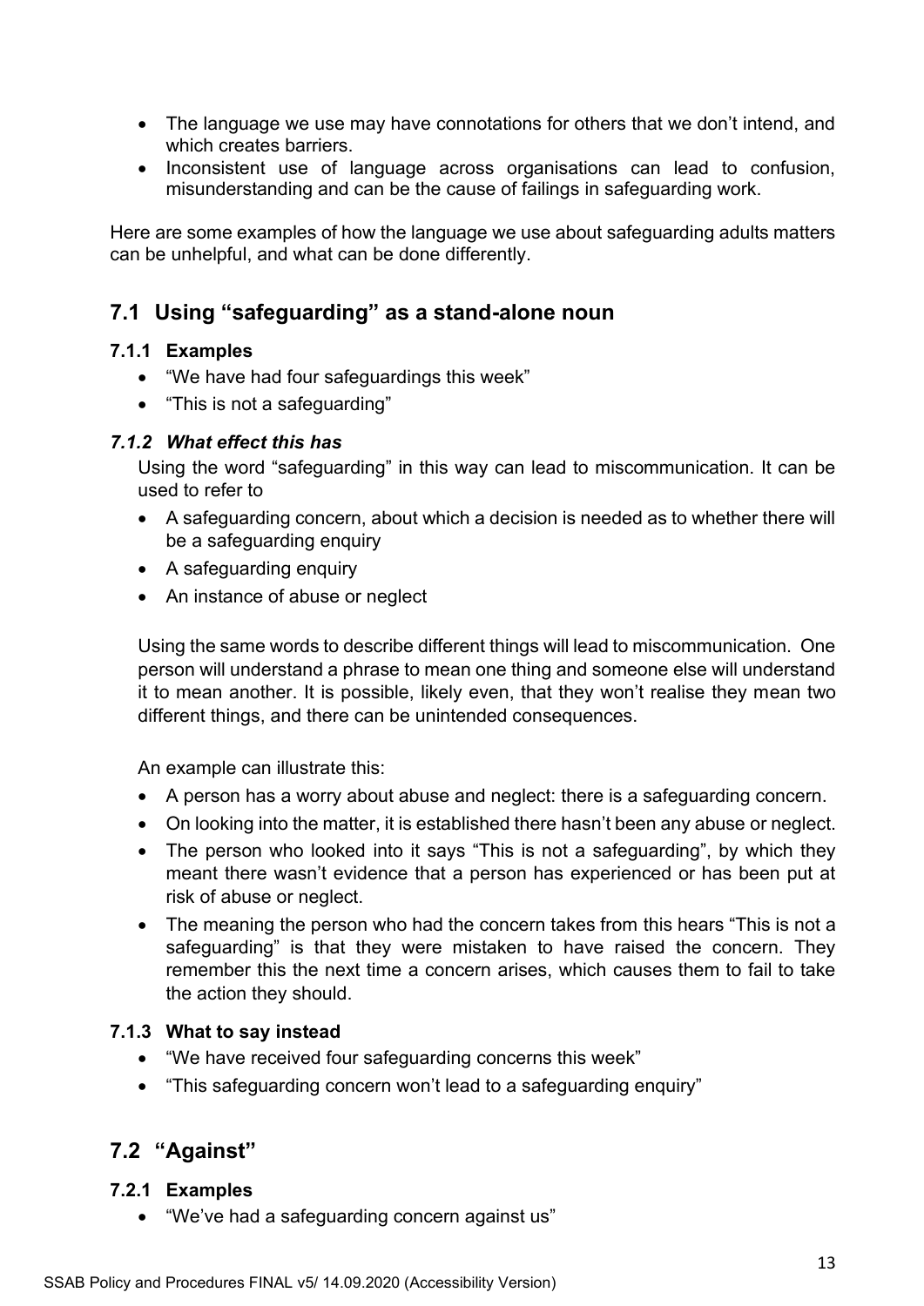- The language we use may have connotations for others that we don't intend, and which creates barriers.
- Inconsistent use of language across organisations can lead to confusion, misunderstanding and can be the cause of failings in safeguarding work.

Here are some examples of how the language we use about safeguarding adults matters can be unhelpful, and what can be done differently.

## 7.1 Using "safeguarding" as a stand-alone noun

### 7.1.1 Examples

- "We have had four safeguardings this week"
- "This is not a safeguarding"

### *7.1.2 What effect this has*

Using the word "safeguarding" in this way can lead to miscommunication. It can be used to refer to

- A safeguarding concern, about which a decision is needed as to whether there will be a safeguarding enquiry
- A safeguarding enquiry
- An instance of abuse or neglect

Using the same words to describe different things will lead to miscommunication. One person will understand a phrase to mean one thing and someone else will understand it to mean another. It is possible, likely even, that they won't realise they mean two different things, and there can be unintended consequences.

An example can illustrate this:

- A person has a worry about abuse and neglect: there is a safeguarding concern.
- On looking into the matter, it is established there hasn't been any abuse or neglect.
- The person who looked into it says "This is not a safeguarding", by which they meant there wasn't evidence that a person has experienced or has been put at risk of abuse or neglect.
- The meaning the person who had the concern takes from this hears "This is not a safeguarding" is that they were mistaken to have raised the concern. They remember this the next time a concern arises, which causes them to fail to take the action they should.

### 7.1.3 What to say instead

- "We have received four safeguarding concerns this week"
- "This safeguarding concern won't lead to a safeguarding enquiry"

## 7.2 "Against"

### 7.2.1 Examples

- "We've had a safeguarding concern against us"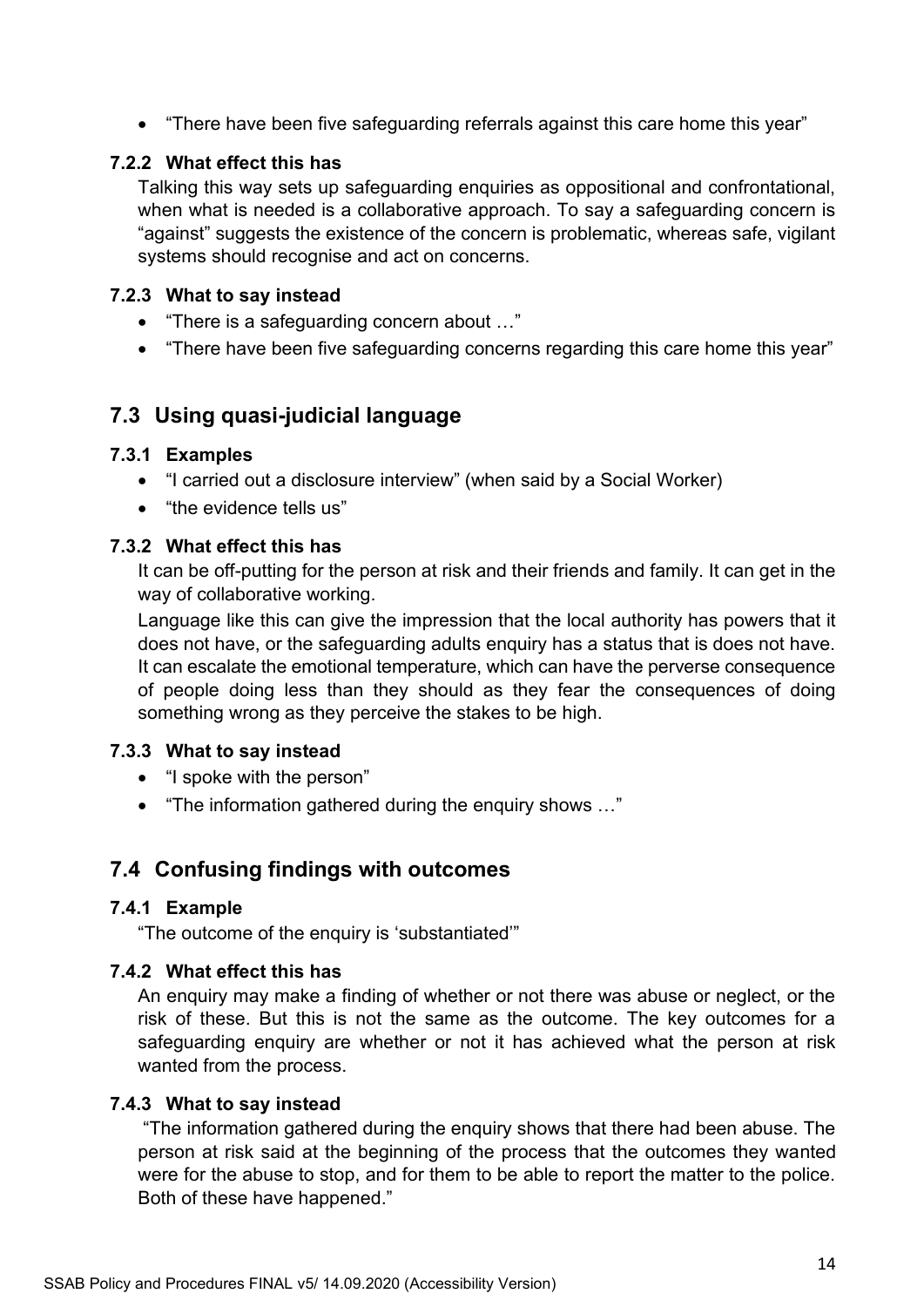- "There have been five safeguarding referrals against this care home this year"

### 7.2.2 What effect this has

Talking this way sets up safeguarding enquiries as oppositional and confrontational, when what is needed is a collaborative approach. To say a safeguarding concern is "against" suggests the existence of the concern is problematic, whereas safe, vigilant systems should recognise and act on concerns.

### 7.2.3 What to say instead

- "There is a safeguarding concern about …"
- "There have been five safeguarding concerns regarding this care home this year"

## 7.3 Using quasi-judicial language

### 7.3.1 Examples

- "I carried out a disclosure interview" (when said by a Social Worker)
- "the evidence tells us"

### 7.3.2 What effect this has

It can be off-putting for the person at risk and their friends and family. It can get in the way of collaborative working.

Language like this can give the impression that the local authority has powers that it does not have, or the safeguarding adults enquiry has a status that is does not have. It can escalate the emotional temperature, which can have the perverse consequence of people doing less than they should as they fear the consequences of doing something wrong as they perceive the stakes to be high.

### 7.3.3 What to say instead

- "I spoke with the person"
- "The information gathered during the enquiry shows …"

## 7.4 Confusing findings with outcomes

### 7.4.1 Example

"The outcome of the enquiry is 'substantiated'"

### 7.4.2 What effect this has

An enquiry may make a finding of whether or not there was abuse or neglect, or the risk of these. But this is not the same as the outcome. The key outcomes for a safeguarding enquiry are whether or not it has achieved what the person at risk wanted from the process.

### 7.4.3 What to say instead

"The information gathered during the enquiry shows that there had been abuse. The person at risk said at the beginning of the process that the outcomes they wanted were for the abuse to stop, and for them to be able to report the matter to the police. Both of these have happened."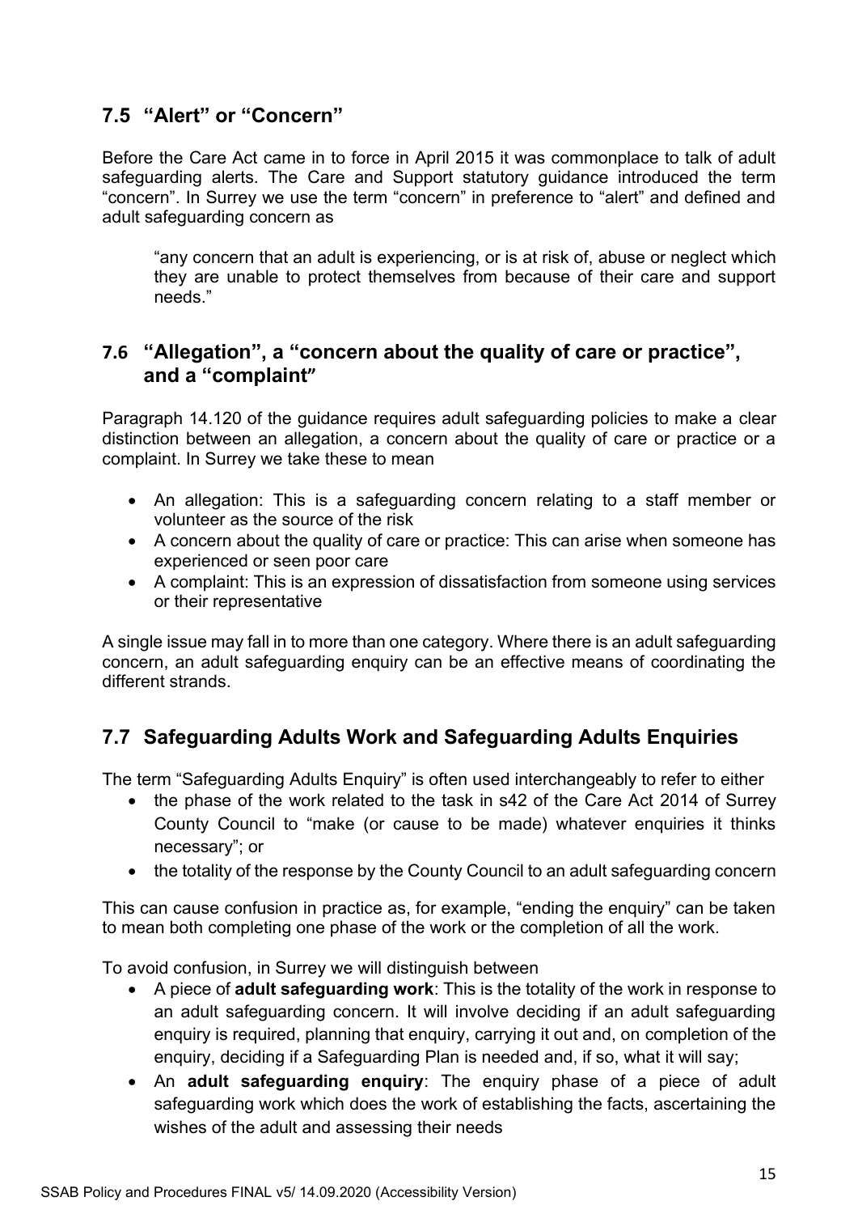## 7.5 "Alert" or "Concern"

Before the Care Act came in to force in April 2015 it was commonplace to talk of adult safeguarding alerts. The Care and Support statutory guidance introduced the term "concern". In Surrey we use the term "concern" in preference to "alert" and defined and adult safeguarding concern as

> "any concern that an adult is experiencing, or is at risk of, abuse or neglect which they are unable to protect themselves from because of their care and support needs."

## 7.6 "Allegation", a "concern about the quality of care or practice", and a "complaint"

Paragraph 14.120 of the guidance requires adult safeguarding policies to make a clear distinction between an allegation, a concern about the quality of care or practice or a complaint. In Surrey we take these to mean

- An allegation: This is a safeguarding concern relating to a staff member or volunteer as the source of the risk
- A concern about the quality of care or practice: This can arise when someone has experienced or seen poor care
- A complaint: This is an expression of dissatisfaction from someone using services or their representative

A single issue may fall in to more than one category. Where there is an adult safeguarding concern, an adult safeguarding enquiry can be an effective means of coordinating the different strands.

## 7.7 Safeguarding Adults Work and Safeguarding Adults Enquiries

The term "Safeguarding Adults Enquiry" is often used interchangeably to refer to either

- the phase of the work related to the task in s42 of the Care Act 2014 of Surrey County Council to "make (or cause to be made) whatever enquiries it thinks necessary"; or
- the totality of the response by the County Council to an adult safeguarding concern

This can cause confusion in practice as, for example, "ending the enquiry" can be taken to mean both completing one phase of the work or the completion of all the work.

To avoid confusion, in Surrey we will distinguish between

- A piece of **adult safeguarding work**: This is the totality of the work in response to an adult safeguarding concern. It will involve deciding if an adult safeguarding enquiry is required, planning that enquiry, carrying it out and, on completion of the enquiry, deciding if a Safeguarding Plan is needed and, if so, what it will say;
- An **adult safeguarding enquiry**: The enquiry phase of a piece of adult safeguarding work which does the work of establishing the facts, ascertaining the wishes of the adult and assessing their needs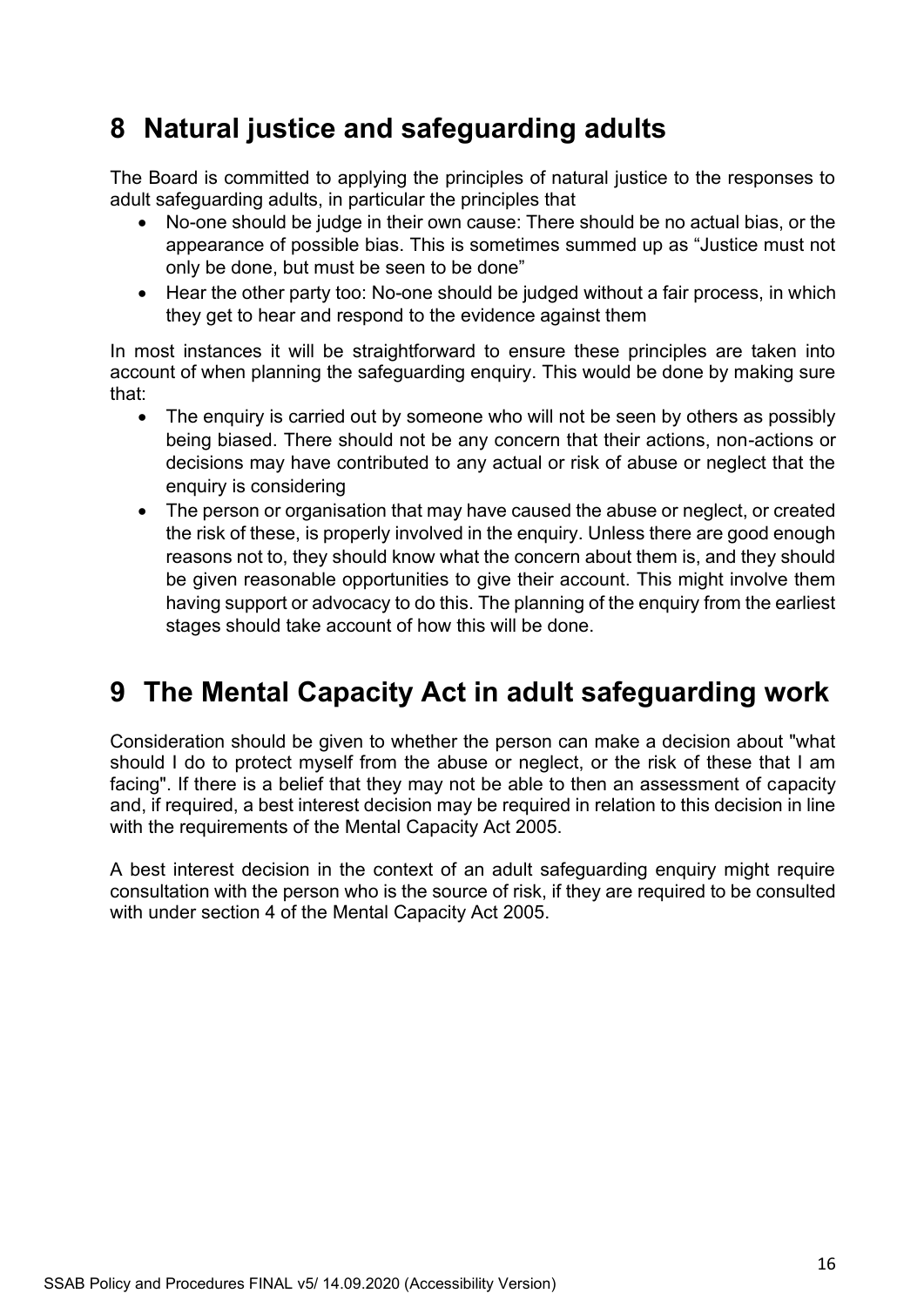# 8 Natural justice and safeguarding adults

The Board is committed to applying the principles of natural justice to the responses to adult safeguarding adults, in particular the principles that

- No-one should be judge in their own cause: There should be no actual bias, or the appearance of possible bias. This is sometimes summed up as "Justice must not only be done, but must be seen to be done"
- Hear the other party too: No-one should be judged without a fair process, in which they get to hear and respond to the evidence against them

In most instances it will be straightforward to ensure these principles are taken into account of when planning the safeguarding enquiry. This would be done by making sure that:

- The enquiry is carried out by someone who will not be seen by others as possibly being biased. There should not be any concern that their actions, non-actions or decisions may have contributed to any actual or risk of abuse or neglect that the enquiry is considering
- The person or organisation that may have caused the abuse or neglect, or created the risk of these, is properly involved in the enquiry. Unless there are good enough reasons not to, they should know what the concern about them is, and they should be given reasonable opportunities to give their account. This might involve them having support or advocacy to do this. The planning of the enquiry from the earliest stages should take account of how this will be done.

# 9 The Mental Capacity Act in adult safeguarding work

Consideration should be given to whether the person can make a decision about "what should I do to protect myself from the abuse or neglect, or the risk of these that I am facing". If there is a belief that they may not be able to then an assessment of capacity and, if required, a best interest decision may be required in relation to this decision in line with the requirements of the Mental Capacity Act 2005.

A best interest decision in the context of an adult safeguarding enquiry might require consultation with the person who is the source of risk, if they are required to be consulted with under section 4 of the Mental Capacity Act 2005.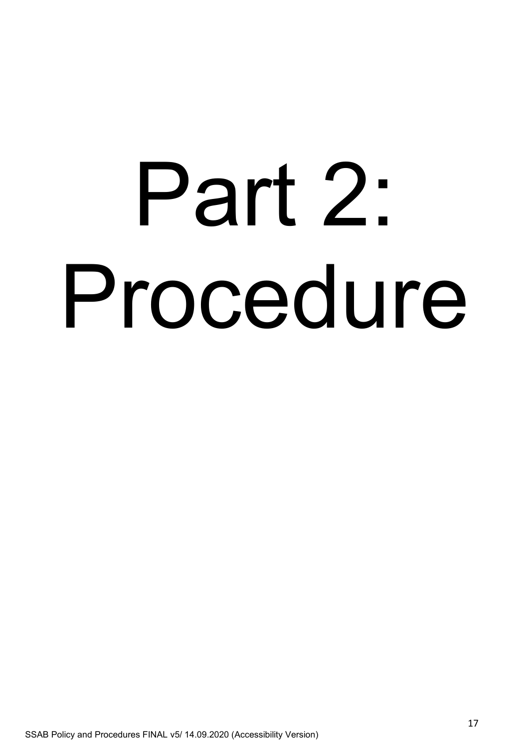# Part 2: Procedure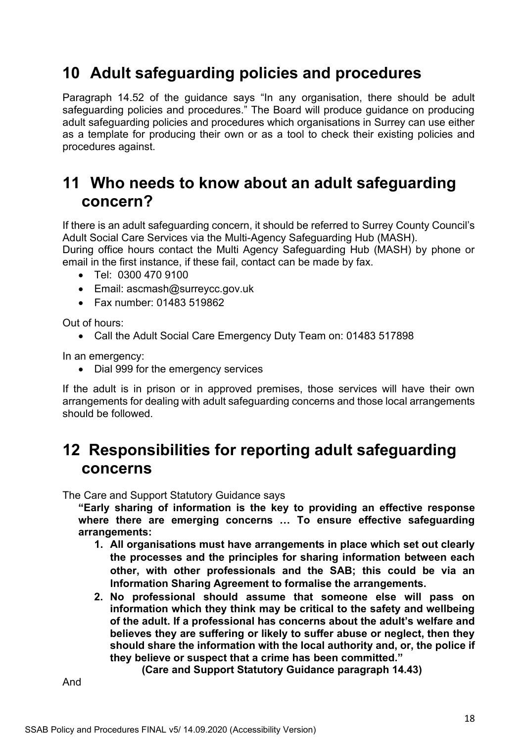## 10 Adult safeguarding policies and procedures

Paragraph 14.52 of the guidance says "In any organisation, there should be adult safeguarding policies and procedures." The Board will produce guidance on producing adult safeguarding policies and procedures which organisations in Surrey can use either as a template for producing their own or as a tool to check their existing policies and procedures against.

## 11 Who needs to know about an adult safeguarding concern?

If there is an adult safeguarding concern, it should be referred to Surrey County Council's Adult Social Care Services via the Multi-Agency Safeguarding Hub (MASH).
During office hours contact the Multi Agency Safeguarding Hub (MASH) by phone or email in the first instance, if these fail, contact can be made by fax.

- Tel: 0300 470 9100
- Email: ascmash@surreycc.gov.uk
- Fax number: 01483 519862

Out of hours:

- Call the Adult Social Care Emergency Duty Team on: 01483 517898

In an emergency:

- Dial 999 for the emergency services

If the adult is in prison or in approved premises, those services will have their own arrangements for dealing with adult safeguarding concerns and those local arrangements should be followed.

## 12 Responsibilities for reporting adult safeguarding concerns

The Care and Support Statutory Guidance says

> **"Early sharing of information is the key to providing an effective response where there are emerging concerns … To ensure effective safeguarding arrangements:**
>
> 1. **All organisations must have arrangements in place which set out clearly the processes and the principles for sharing information between each other, with other professionals and the SAB; this could be via an Information Sharing Agreement to formalise the arrangements.**
> 2. **No professional should assume that someone else will pass on information which they think may be critical to the safety and wellbeing of the adult. If a professional has concerns about the adult's welfare and believes they are suffering or likely to suffer abuse or neglect, then they should share the information with the local authority and, or, the police if they believe or suspect that a crime has been committed."**
>
> **(Care and Support Statutory Guidance paragraph 14.43)**

And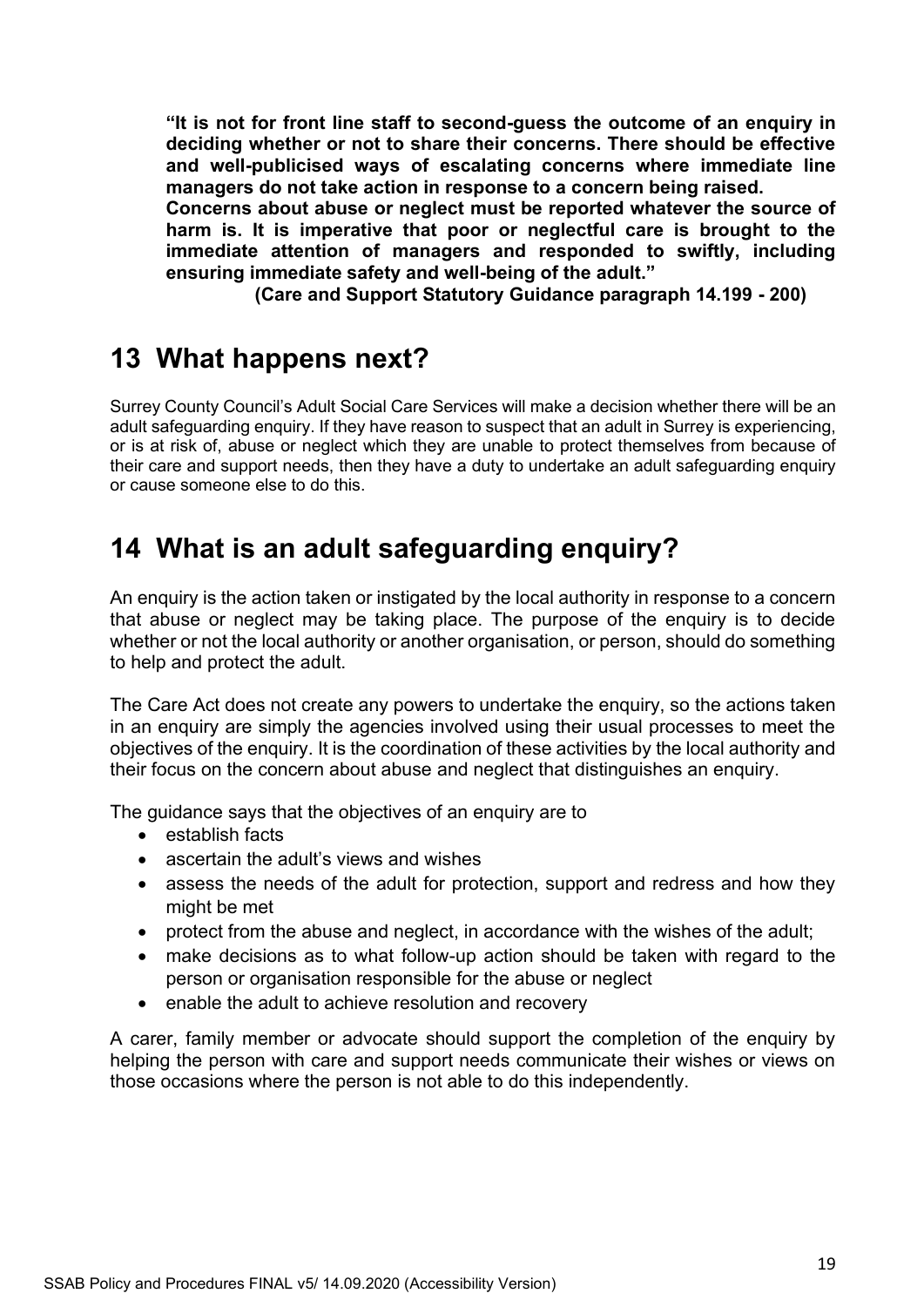**"It is not for front line staff to second-guess the outcome of an enquiry in deciding whether or not to share their concerns. There should be effective and well-publicised ways of escalating concerns where immediate line managers do not take action in response to a concern being raised.**
**Concerns about abuse or neglect must be reported whatever the source of harm is. It is imperative that poor or neglectful care is brought to the immediate attention of managers and responded to swiftly, including ensuring immediate safety and well-being of the adult."**
**(Care and Support Statutory Guidance paragraph 14.199 - 200)**

# 13 What happens next?

Surrey County Council's Adult Social Care Services will make a decision whether there will be an adult safeguarding enquiry. If they have reason to suspect that an adult in Surrey is experiencing, or is at risk of, abuse or neglect which they are unable to protect themselves from because of their care and support needs, then they have a duty to undertake an adult safeguarding enquiry or cause someone else to do this.

# 14 What is an adult safeguarding enquiry?

An enquiry is the action taken or instigated by the local authority in response to a concern that abuse or neglect may be taking place. The purpose of the enquiry is to decide whether or not the local authority or another organisation, or person, should do something to help and protect the adult.

The Care Act does not create any powers to undertake the enquiry, so the actions taken in an enquiry are simply the agencies involved using their usual processes to meet the objectives of the enquiry. It is the coordination of these activities by the local authority and their focus on the concern about abuse and neglect that distinguishes an enquiry.

The guidance says that the objectives of an enquiry are to

- establish facts
- ascertain the adult's views and wishes
- assess the needs of the adult for protection, support and redress and how they might be met
- protect from the abuse and neglect, in accordance with the wishes of the adult;
- make decisions as to what follow-up action should be taken with regard to the person or organisation responsible for the abuse or neglect
- enable the adult to achieve resolution and recovery

A carer, family member or advocate should support the completion of the enquiry by helping the person with care and support needs communicate their wishes or views on those occasions where the person is not able to do this independently.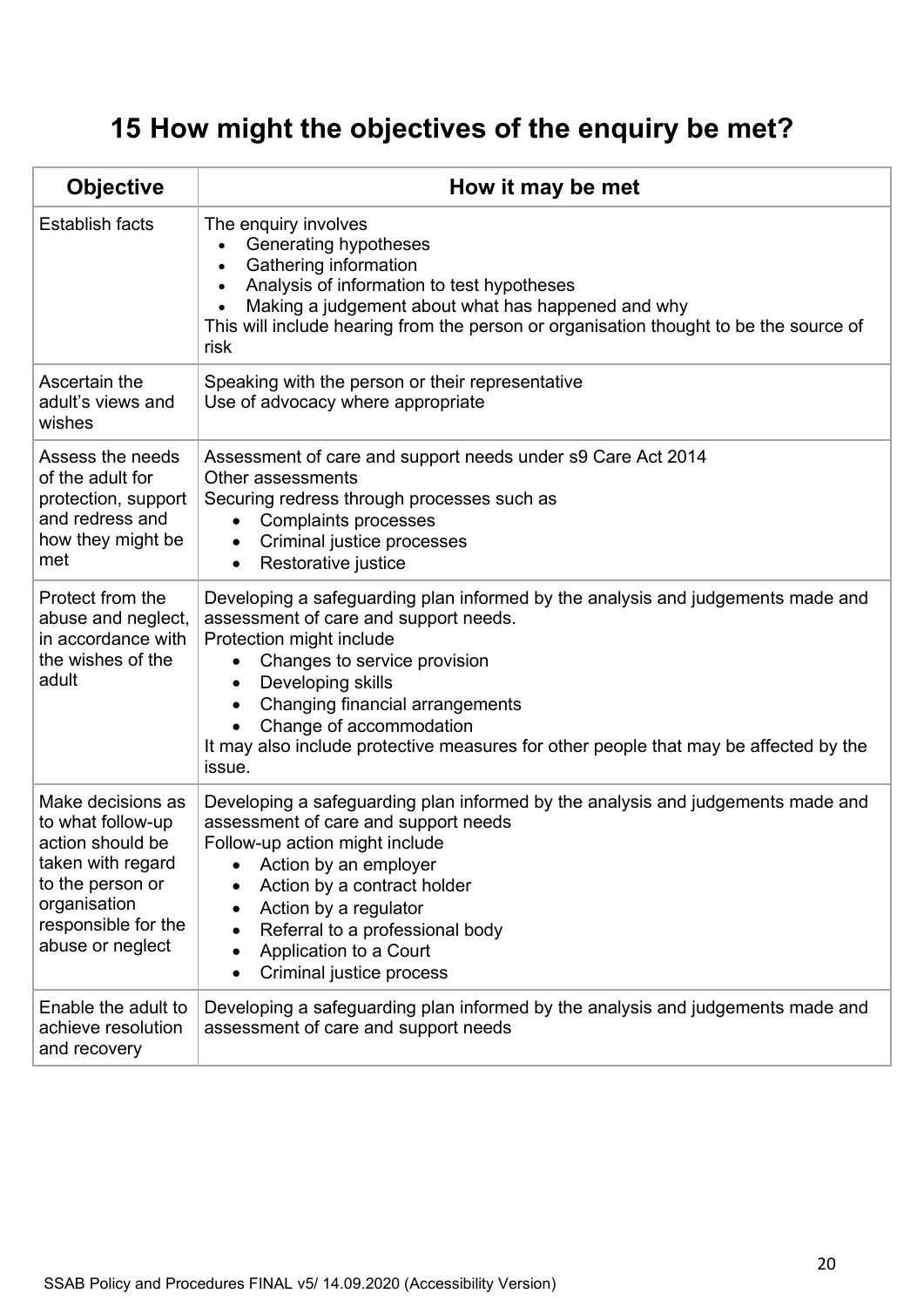# 15 How might the objectives of the enquiry be met?

| Objective | How it may be met |
|---|---|
| Establish facts | The enquiry involves<br>• Generating hypotheses<br>• Gathering information<br>• Analysis of information to test hypotheses<br>• Making a judgement about what has happened and why<br>This will include hearing from the person or organisation thought to be the source of risk |
| Ascertain the adult's views and wishes | Speaking with the person or their representative<br>Use of advocacy where appropriate |
| Assess the needs of the adult for protection, support and redress and how they might be met | Assessment of care and support needs under s9 Care Act 2014<br>Other assessments<br>Securing redress through processes such as<br>• Complaints processes<br>• Criminal justice processes<br>• Restorative justice |
| Protect from the abuse and neglect, in accordance with the wishes of the adult | Developing a safeguarding plan informed by the analysis and judgements made and assessment of care and support needs.<br>Protection might include<br>• Changes to service provision<br>• Developing skills<br>• Changing financial arrangements<br>• Change of accommodation<br>It may also include protective measures for other people that may be affected by the issue. |
| Make decisions as to what follow-up action should be taken with regard to the person or organisation responsible for the abuse or neglect | Developing a safeguarding plan informed by the analysis and judgements made and assessment of care and support needs<br>Follow-up action might include<br>• Action by an employer<br>• Action by a contract holder<br>• Action by a regulator<br>• Referral to a professional body<br>• Application to a Court<br>• Criminal justice process |
| Enable the adult to achieve resolution and recovery | Developing a safeguarding plan informed by the analysis and judgements made and assessment of care and support needs |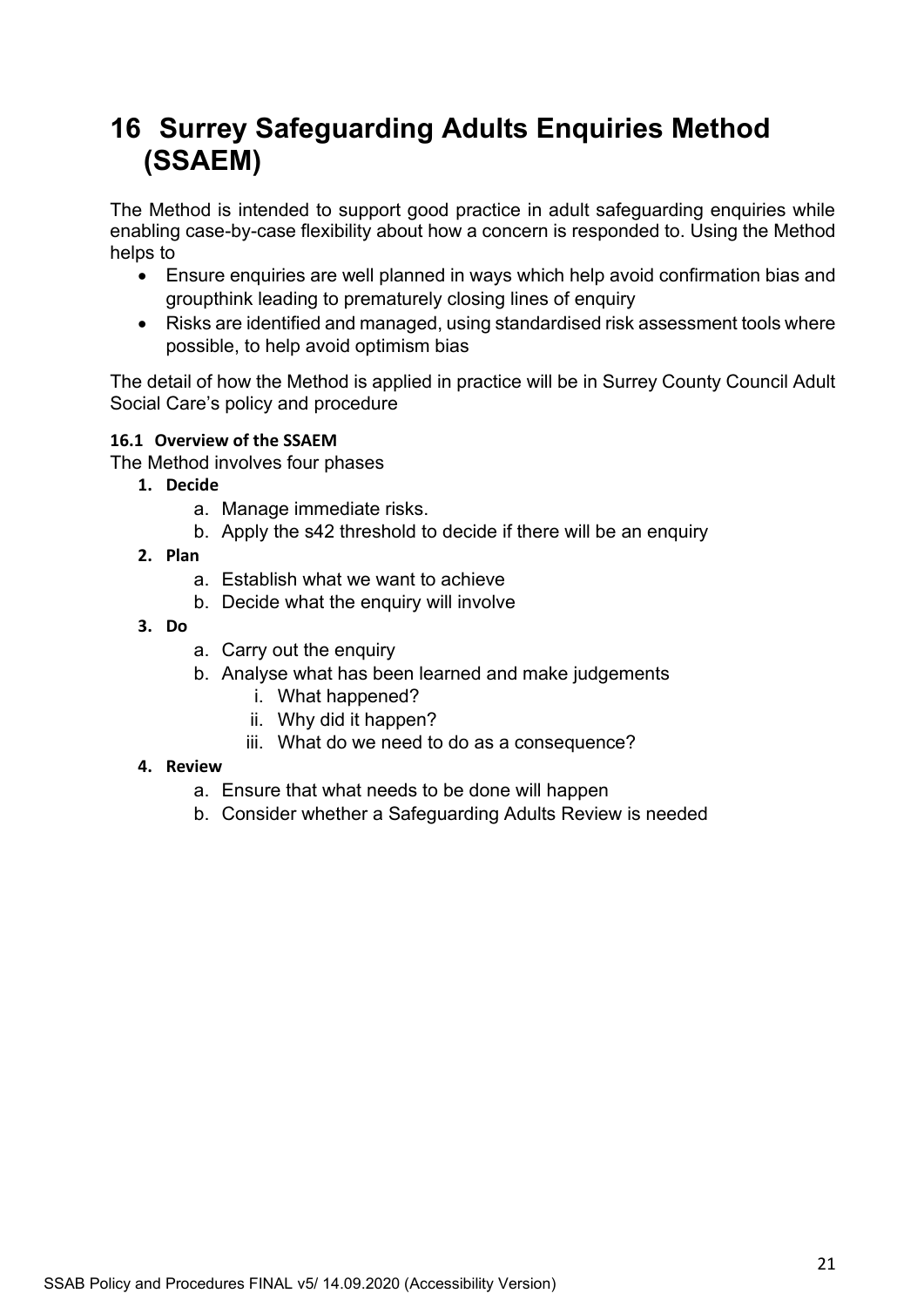# 16 Surrey Safeguarding Adults Enquiries Method (SSAEM)

The Method is intended to support good practice in adult safeguarding enquiries while enabling case-by-case flexibility about how a concern is responded to. Using the Method helps to

- Ensure enquiries are well planned in ways which help avoid confirmation bias and groupthink leading to prematurely closing lines of enquiry
- Risks are identified and managed, using standardised risk assessment tools where possible, to help avoid optimism bias

The detail of how the Method is applied in practice will be in Surrey County Council Adult Social Care's policy and procedure

### 16.1 Overview of the SSAEM

The Method involves four phases

1. **Decide**
    a. Manage immediate risks.
    b. Apply the s42 threshold to decide if there will be an enquiry
2. **Plan**
    a. Establish what we want to achieve
    b. Decide what the enquiry will involve
3. **Do**
    a. Carry out the enquiry
    b. Analyse what has been learned and make judgements
        i. What happened?
        ii. Why did it happen?
        iii. What do we need to do as a consequence?
4. **Review**
    a. Ensure that what needs to be done will happen
    b. Consider whether a Safeguarding Adults Review is needed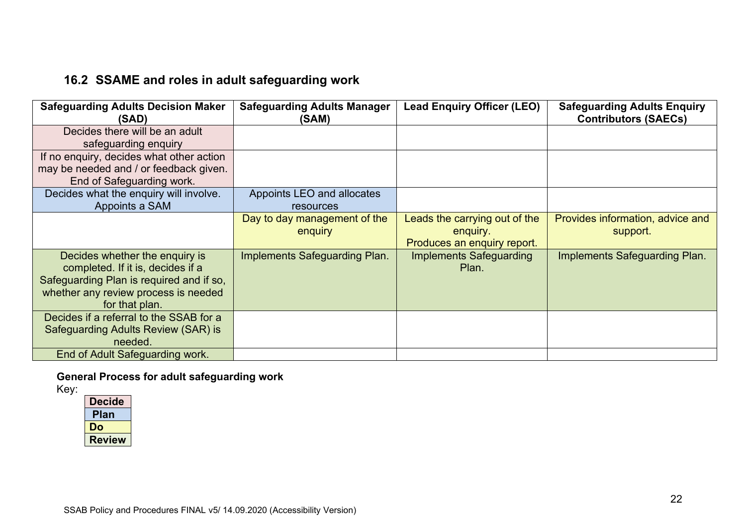## 16.2 SSAME and roles in adult safeguarding work

| Safeguarding Adults Decision Maker (SAD) | Safeguarding Adults Manager (SAM) | Lead Enquiry Officer (LEO) | Safeguarding Adults Enquiry Contributors (SAECs) |
|---|---|---|---|
| Decides there will be an adult safeguarding enquiry | | | |
| If no enquiry, decides what other action may be needed and / or feedback given. End of Safeguarding work. | | | |
| Decides what the enquiry will involve. Appoints a SAM | Appoints LEO and allocates resources | | |
| | Day to day management of the enquiry | Leads the carrying out of the enquiry. Produces an enquiry report. | Provides information, advice and support. |
| Decides whether the enquiry is completed. If it is, decides if a Safeguarding Plan is required and if so, whether any review process is needed for that plan. | Implements Safeguarding Plan. | Implements Safeguarding Plan. | Implements Safeguarding Plan. |
| Decides if a referral to the SSAB for a Safeguarding Adults Review (SAR) is needed. | | | |
| End of Adult Safeguarding work. | | | |

**General Process for adult safeguarding work**

Key:

| |
|---|
| **Decide** |
| **Plan** |
| **Do** |
| **Review** |

SSAB Policy and Procedures FINAL v5/ 14.09.2020 (Accessibility Version)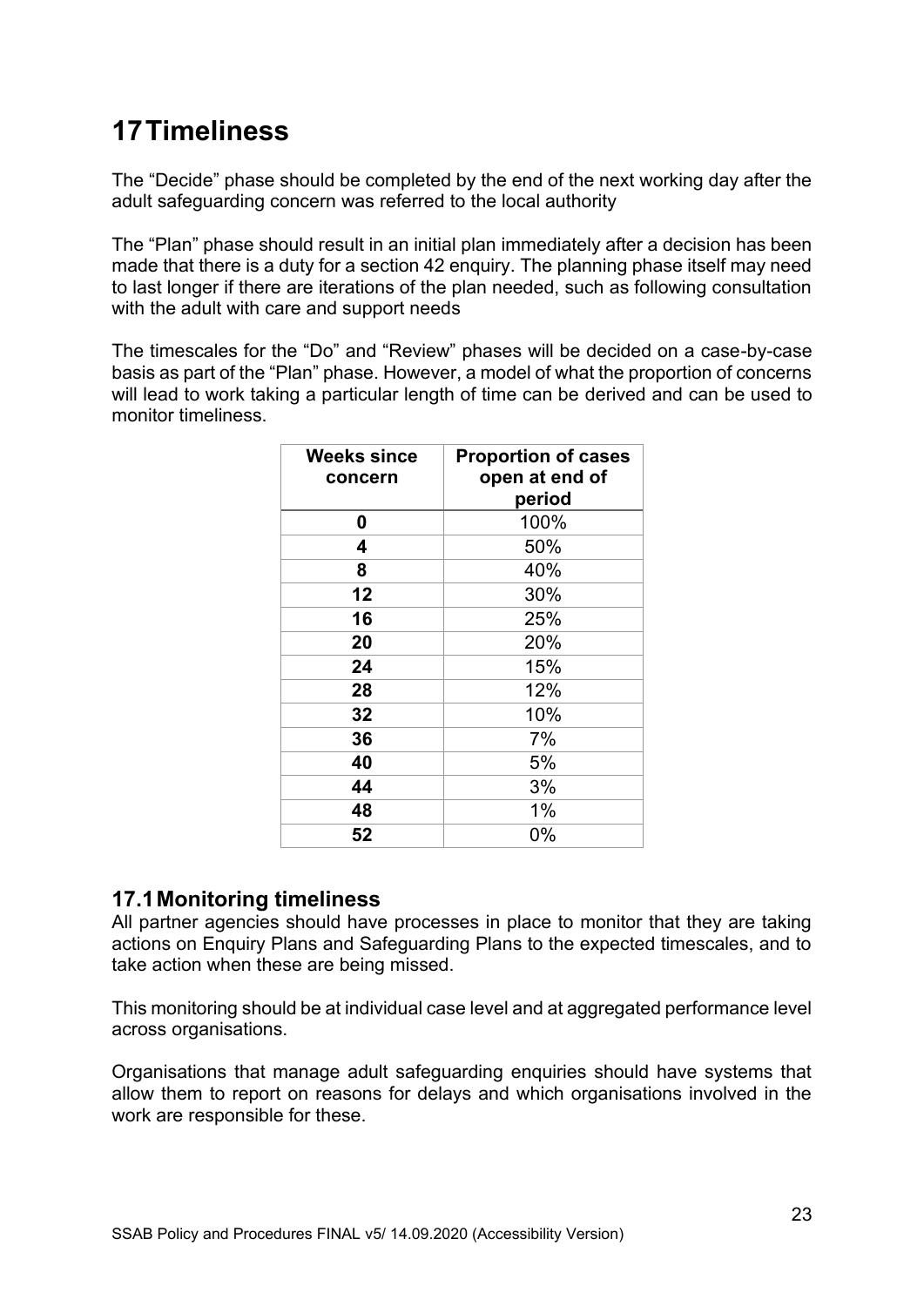# 17 Timeliness

The "Decide" phase should be completed by the end of the next working day after the adult safeguarding concern was referred to the local authority

The "Plan" phase should result in an initial plan immediately after a decision has been made that there is a duty for a section 42 enquiry. The planning phase itself may need to last longer if there are iterations of the plan needed, such as following consultation with the adult with care and support needs

The timescales for the "Do" and "Review" phases will be decided on a case-by-case basis as part of the "Plan" phase. However, a model of what the proportion of concerns will lead to work taking a particular length of time can be derived and can be used to monitor timeliness.

| Weeks since concern | Proportion of cases open at end of period |
|---|---|
| 0 | 100% |
| 4 | 50% |
| 8 | 40% |
| 12 | 30% |
| 16 | 25% |
| 20 | 20% |
| 24 | 15% |
| 28 | 12% |
| 32 | 10% |
| 36 | 7% |
| 40 | 5% |
| 44 | 3% |
| 48 | 1% |
| 52 | 0% |

## 17.1 Monitoring timeliness

All partner agencies should have processes in place to monitor that they are taking actions on Enquiry Plans and Safeguarding Plans to the expected timescales, and to take action when these are being missed.

This monitoring should be at individual case level and at aggregated performance level across organisations.

Organisations that manage adult safeguarding enquiries should have systems that allow them to report on reasons for delays and which organisations involved in the work are responsible for these.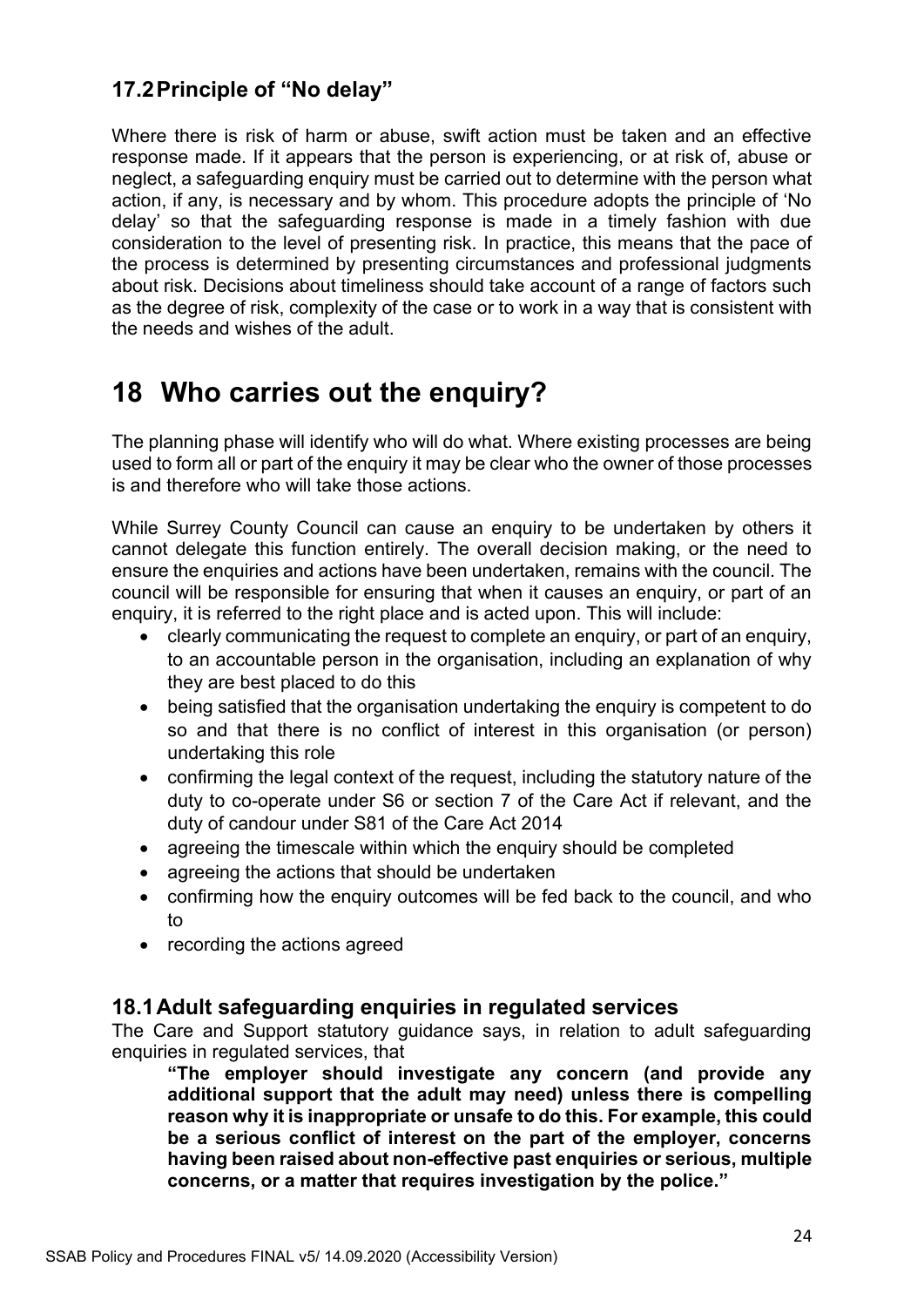### 17.2 Principle of "No delay"

Where there is risk of harm or abuse, swift action must be taken and an effective response made. If it appears that the person is experiencing, or at risk of, abuse or neglect, a safeguarding enquiry must be carried out to determine with the person what action, if any, is necessary and by whom. This procedure adopts the principle of 'No delay' so that the safeguarding response is made in a timely fashion with due consideration to the level of presenting risk. In practice, this means that the pace of the process is determined by presenting circumstances and professional judgments about risk. Decisions about timeliness should take account of a range of factors such as the degree of risk, complexity of the case or to work in a way that is consistent with the needs and wishes of the adult.

# 18 Who carries out the enquiry?

The planning phase will identify who will do what. Where existing processes are being used to form all or part of the enquiry it may be clear who the owner of those processes is and therefore who will take those actions.

While Surrey County Council can cause an enquiry to be undertaken by others it cannot delegate this function entirely. The overall decision making, or the need to ensure the enquiries and actions have been undertaken, remains with the council. The council will be responsible for ensuring that when it causes an enquiry, or part of an enquiry, it is referred to the right place and is acted upon. This will include:

- clearly communicating the request to complete an enquiry, or part of an enquiry, to an accountable person in the organisation, including an explanation of why they are best placed to do this
- being satisfied that the organisation undertaking the enquiry is competent to do so and that there is no conflict of interest in this organisation (or person) undertaking this role
- confirming the legal context of the request, including the statutory nature of the duty to co-operate under S6 or section 7 of the Care Act if relevant, and the duty of candour under S81 of the Care Act 2014
- agreeing the timescale within which the enquiry should be completed
- agreeing the actions that should be undertaken
- confirming how the enquiry outcomes will be fed back to the council, and who to
- recording the actions agreed

### 18.1 Adult safeguarding enquiries in regulated services

The Care and Support statutory guidance says, in relation to adult safeguarding enquiries in regulated services, that

> **"The employer should investigate any concern (and provide any additional support that the adult may need) unless there is compelling reason why it is inappropriate or unsafe to do this. For example, this could be a serious conflict of interest on the part of the employer, concerns having been raised about non-effective past enquiries or serious, multiple concerns, or a matter that requires investigation by the police."**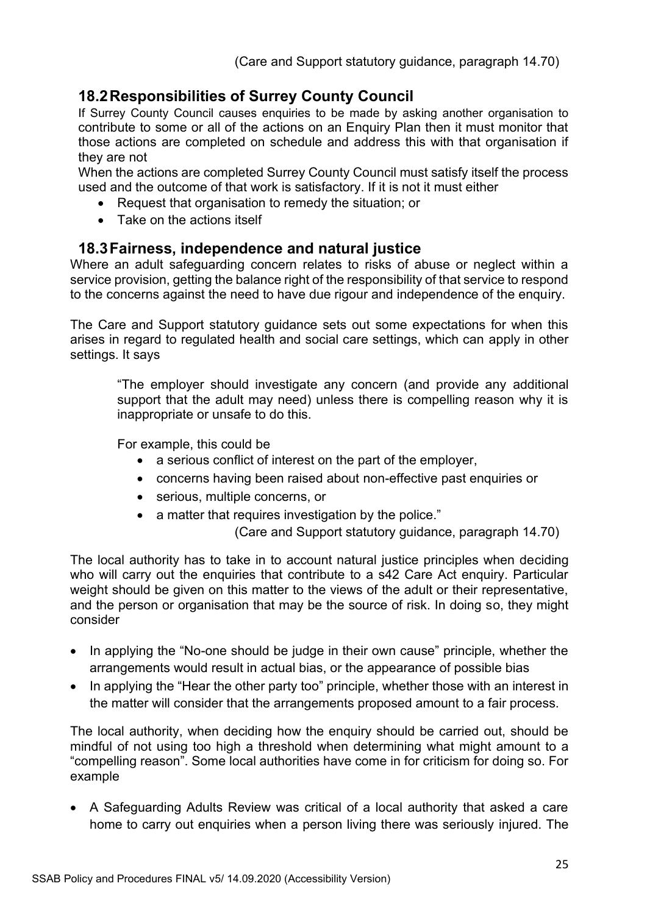(Care and Support statutory guidance, paragraph 14.70)

## 18.2 Responsibilities of Surrey County Council

If Surrey County Council causes enquiries to be made by asking another organisation to contribute to some or all of the actions on an Enquiry Plan then it must monitor that those actions are completed on schedule and address this with that organisation if they are not

When the actions are completed Surrey County Council must satisfy itself the process used and the outcome of that work is satisfactory. If it is not it must either

- Request that organisation to remedy the situation; or
- Take on the actions itself

## 18.3 Fairness, independence and natural justice

Where an adult safeguarding concern relates to risks of abuse or neglect within a service provision, getting the balance right of the responsibility of that service to respond to the concerns against the need to have due rigour and independence of the enquiry.

The Care and Support statutory guidance sets out some expectations for when this arises in regard to regulated health and social care settings, which can apply in other settings. It says

> "The employer should investigate any concern (and provide any additional support that the adult may need) unless there is compelling reason why it is inappropriate or unsafe to do this.
>
> For example, this could be
>
> - a serious conflict of interest on the part of the employer,
> - concerns having been raised about non-effective past enquiries or
> - serious, multiple concerns, or
> - a matter that requires investigation by the police."
>
> (Care and Support statutory guidance, paragraph 14.70)

The local authority has to take in to account natural justice principles when deciding who will carry out the enquiries that contribute to a s42 Care Act enquiry. Particular weight should be given on this matter to the views of the adult or their representative, and the person or organisation that may be the source of risk. In doing so, they might consider

- In applying the "No-one should be judge in their own cause" principle, whether the arrangements would result in actual bias, or the appearance of possible bias
- In applying the "Hear the other party too" principle, whether those with an interest in the matter will consider that the arrangements proposed amount to a fair process.

The local authority, when deciding how the enquiry should be carried out, should be mindful of not using too high a threshold when determining what might amount to a "compelling reason". Some local authorities have come in for criticism for doing so. For example

- A Safeguarding Adults Review was critical of a local authority that asked a care home to carry out enquiries when a person living there was seriously injured. The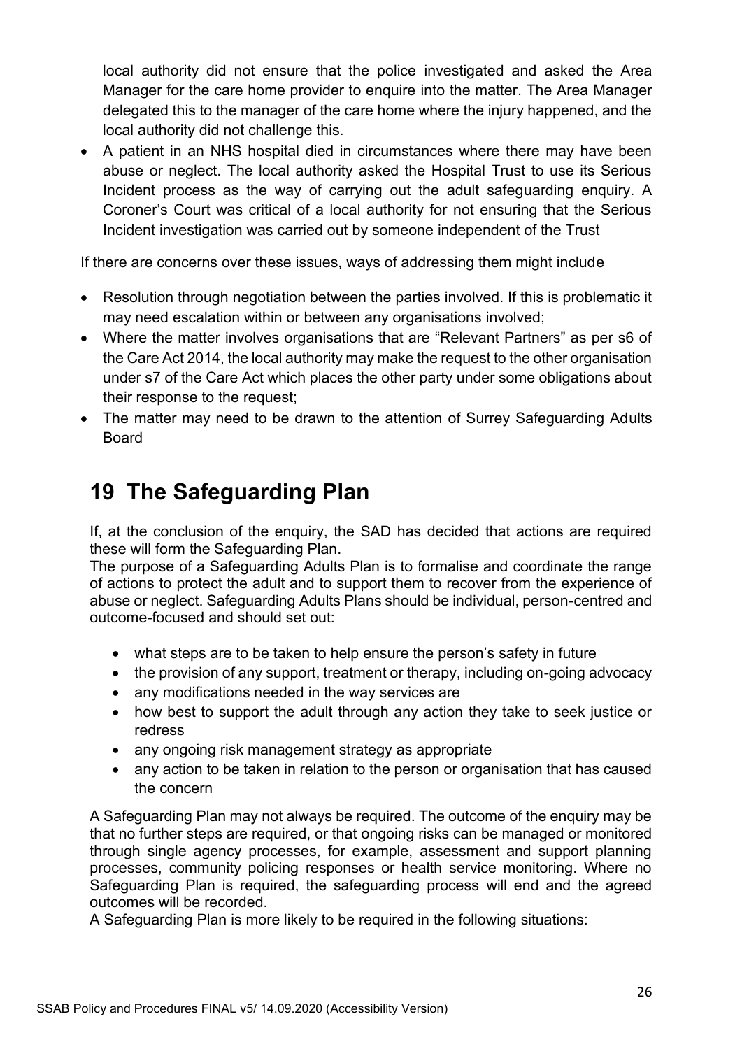local authority did not ensure that the police investigated and asked the Area Manager for the care home provider to enquire into the matter. The Area Manager delegated this to the manager of the care home where the injury happened, and the local authority did not challenge this.

- A patient in an NHS hospital died in circumstances where there may have been abuse or neglect. The local authority asked the Hospital Trust to use its Serious Incident process as the way of carrying out the adult safeguarding enquiry. A Coroner's Court was critical of a local authority for not ensuring that the Serious Incident investigation was carried out by someone independent of the Trust

If there are concerns over these issues, ways of addressing them might include

- Resolution through negotiation between the parties involved. If this is problematic it may need escalation within or between any organisations involved;
- Where the matter involves organisations that are "Relevant Partners" as per s6 of the Care Act 2014, the local authority may make the request to the other organisation under s7 of the Care Act which places the other party under some obligations about their response to the request;
- The matter may need to be drawn to the attention of Surrey Safeguarding Adults Board

# 19 The Safeguarding Plan

If, at the conclusion of the enquiry, the SAD has decided that actions are required these will form the Safeguarding Plan.

The purpose of a Safeguarding Adults Plan is to formalise and coordinate the range of actions to protect the adult and to support them to recover from the experience of abuse or neglect. Safeguarding Adults Plans should be individual, person-centred and outcome-focused and should set out:

- what steps are to be taken to help ensure the person's safety in future
- the provision of any support, treatment or therapy, including on-going advocacy
- any modifications needed in the way services are
- how best to support the adult through any action they take to seek justice or redress
- any ongoing risk management strategy as appropriate
- any action to be taken in relation to the person or organisation that has caused the concern

A Safeguarding Plan may not always be required. The outcome of the enquiry may be that no further steps are required, or that ongoing risks can be managed or monitored through single agency processes, for example, assessment and support planning processes, community policing responses or health service monitoring. Where no Safeguarding Plan is required, the safeguarding process will end and the agreed outcomes will be recorded.

A Safeguarding Plan is more likely to be required in the following situations: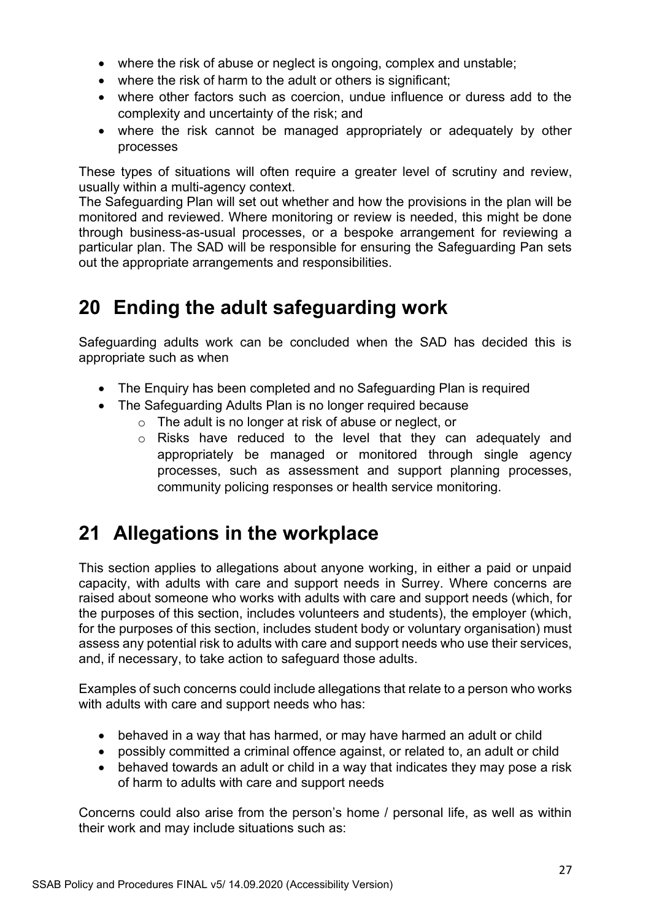- where the risk of abuse or neglect is ongoing, complex and unstable;
- where the risk of harm to the adult or others is significant;
- where other factors such as coercion, undue influence or duress add to the complexity and uncertainty of the risk; and
- where the risk cannot be managed appropriately or adequately by other processes

These types of situations will often require a greater level of scrutiny and review, usually within a multi-agency context.

The Safeguarding Plan will set out whether and how the provisions in the plan will be monitored and reviewed. Where monitoring or review is needed, this might be done through business-as-usual processes, or a bespoke arrangement for reviewing a particular plan. The SAD will be responsible for ensuring the Safeguarding Pan sets out the appropriate arrangements and responsibilities.

# 20 Ending the adult safeguarding work

Safeguarding adults work can be concluded when the SAD has decided this is appropriate such as when

- The Enquiry has been completed and no Safeguarding Plan is required
- The Safeguarding Adults Plan is no longer required because
  - The adult is no longer at risk of abuse or neglect, or
  - Risks have reduced to the level that they can adequately and appropriately be managed or monitored through single agency processes, such as assessment and support planning processes, community policing responses or health service monitoring.

# 21 Allegations in the workplace

This section applies to allegations about anyone working, in either a paid or unpaid capacity, with adults with care and support needs in Surrey. Where concerns are raised about someone who works with adults with care and support needs (which, for the purposes of this section, includes volunteers and students), the employer (which, for the purposes of this section, includes student body or voluntary organisation) must assess any potential risk to adults with care and support needs who use their services, and, if necessary, to take action to safeguard those adults.

Examples of such concerns could include allegations that relate to a person who works with adults with care and support needs who has:

- behaved in a way that has harmed, or may have harmed an adult or child
- possibly committed a criminal offence against, or related to, an adult or child
- behaved towards an adult or child in a way that indicates they may pose a risk of harm to adults with care and support needs

Concerns could also arise from the person's home / personal life, as well as within their work and may include situations such as: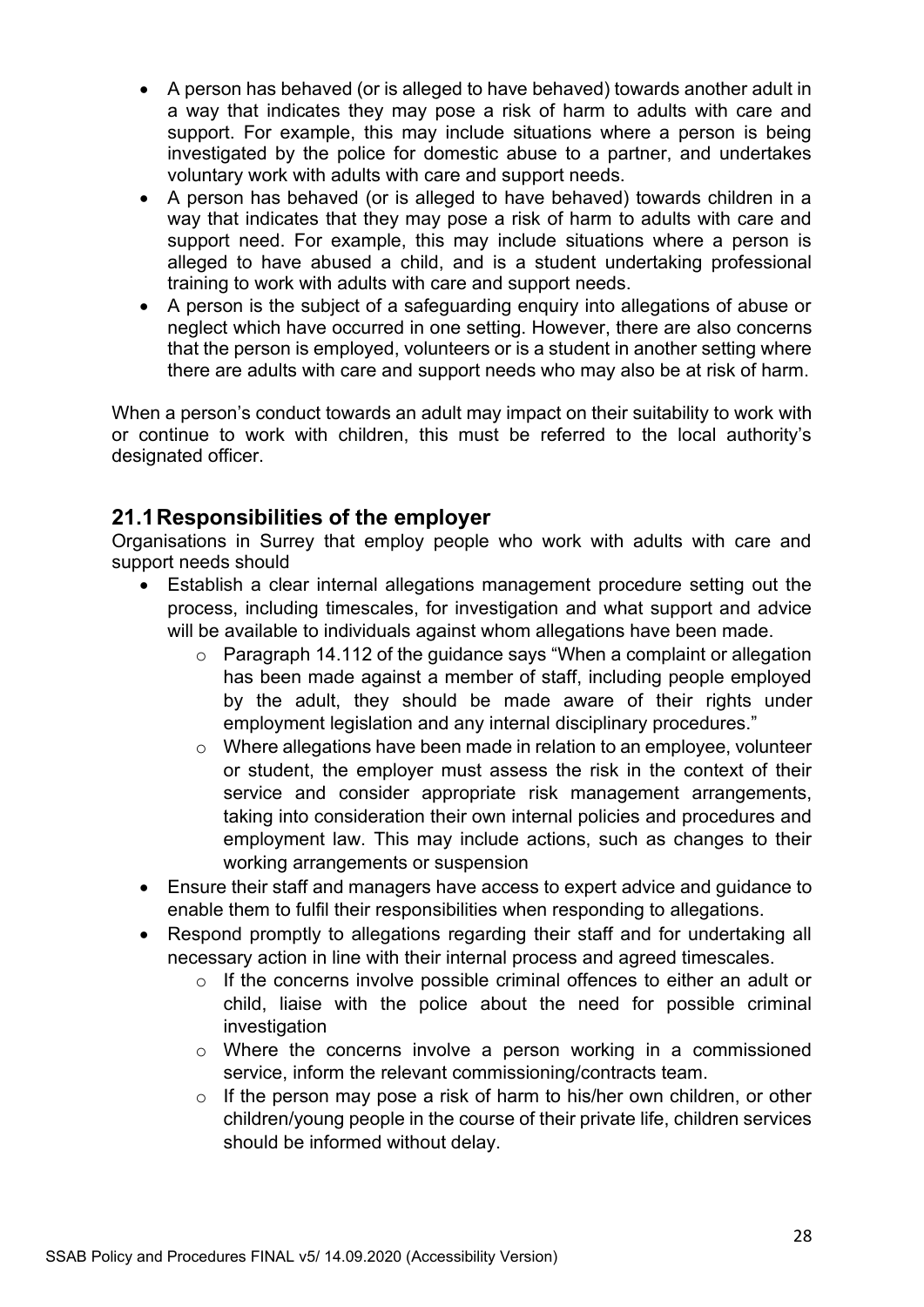- A person has behaved (or is alleged to have behaved) towards another adult in a way that indicates they may pose a risk of harm to adults with care and support. For example, this may include situations where a person is being investigated by the police for domestic abuse to a partner, and undertakes voluntary work with adults with care and support needs.
- A person has behaved (or is alleged to have behaved) towards children in a way that indicates that they may pose a risk of harm to adults with care and support need. For example, this may include situations where a person is alleged to have abused a child, and is a student undertaking professional training to work with adults with care and support needs.
- A person is the subject of a safeguarding enquiry into allegations of abuse or neglect which have occurred in one setting. However, there are also concerns that the person is employed, volunteers or is a student in another setting where there are adults with care and support needs who may also be at risk of harm.

When a person's conduct towards an adult may impact on their suitability to work with or continue to work with children, this must be referred to the local authority's designated officer.

## 21.1 Responsibilities of the employer

Organisations in Surrey that employ people who work with adults with care and support needs should

- Establish a clear internal allegations management procedure setting out the process, including timescales, for investigation and what support and advice will be available to individuals against whom allegations have been made.
  - Paragraph 14.112 of the guidance says "When a complaint or allegation has been made against a member of staff, including people employed by the adult, they should be made aware of their rights under employment legislation and any internal disciplinary procedures."
  - Where allegations have been made in relation to an employee, volunteer or student, the employer must assess the risk in the context of their service and consider appropriate risk management arrangements, taking into consideration their own internal policies and procedures and employment law. This may include actions, such as changes to their working arrangements or suspension
- Ensure their staff and managers have access to expert advice and guidance to enable them to fulfil their responsibilities when responding to allegations.
- Respond promptly to allegations regarding their staff and for undertaking all necessary action in line with their internal process and agreed timescales.
  - If the concerns involve possible criminal offences to either an adult or child, liaise with the police about the need for possible criminal investigation
  - Where the concerns involve a person working in a commissioned service, inform the relevant commissioning/contracts team.
  - If the person may pose a risk of harm to his/her own children, or other children/young people in the course of their private life, children services should be informed without delay.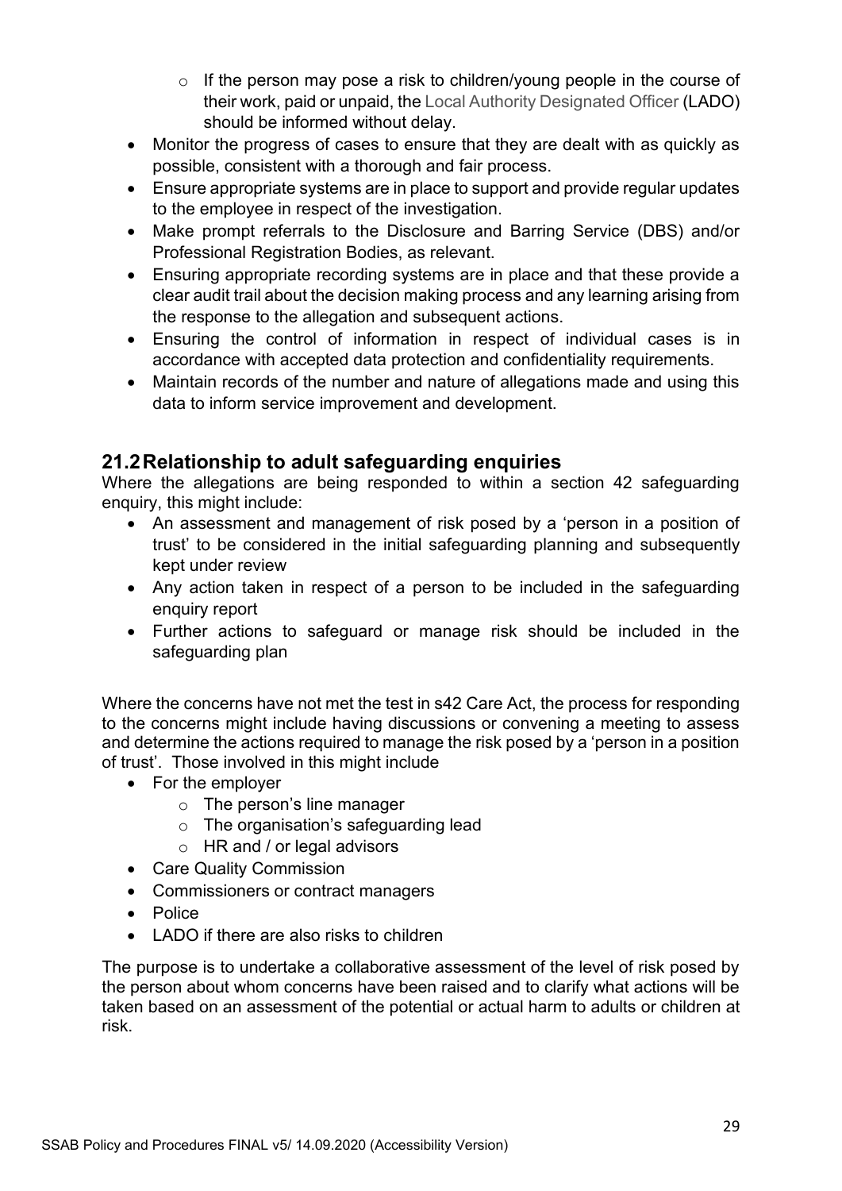- If the person may pose a risk to children/young people in the course of their work, paid or unpaid, the Local Authority Designated Officer (LADO) should be informed without delay.
- Monitor the progress of cases to ensure that they are dealt with as quickly as possible, consistent with a thorough and fair process.
- Ensure appropriate systems are in place to support and provide regular updates to the employee in respect of the investigation.
- Make prompt referrals to the Disclosure and Barring Service (DBS) and/or Professional Registration Bodies, as relevant.
- Ensuring appropriate recording systems are in place and that these provide a clear audit trail about the decision making process and any learning arising from the response to the allegation and subsequent actions.
- Ensuring the control of information in respect of individual cases is in accordance with accepted data protection and confidentiality requirements.
- Maintain records of the number and nature of allegations made and using this data to inform service improvement and development.

## 21.2 Relationship to adult safeguarding enquiries

Where the allegations are being responded to within a section 42 safeguarding enquiry, this might include:

- An assessment and management of risk posed by a 'person in a position of trust' to be considered in the initial safeguarding planning and subsequently kept under review
- Any action taken in respect of a person to be included in the safeguarding enquiry report
- Further actions to safeguard or manage risk should be included in the safeguarding plan

Where the concerns have not met the test in s42 Care Act, the process for responding to the concerns might include having discussions or convening a meeting to assess and determine the actions required to manage the risk posed by a 'person in a position of trust'. Those involved in this might include

- For the employer
    - The person's line manager
    - The organisation's safeguarding lead
    - HR and / or legal advisors
- Care Quality Commission
- Commissioners or contract managers
- Police
- LADO if there are also risks to children

The purpose is to undertake a collaborative assessment of the level of risk posed by the person about whom concerns have been raised and to clarify what actions will be taken based on an assessment of the potential or actual harm to adults or children at risk.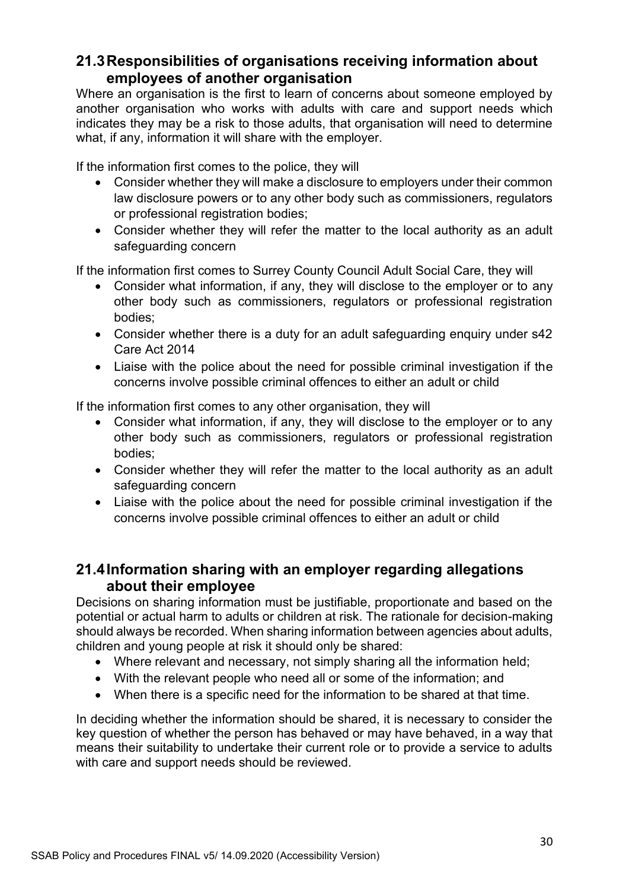## 21.3 Responsibilities of organisations receiving information about employees of another organisation

Where an organisation is the first to learn of concerns about someone employed by another organisation who works with adults with care and support needs which indicates they may be a risk to those adults, that organisation will need to determine what, if any, information it will share with the employer.

If the information first comes to the police, they will

- Consider whether they will make a disclosure to employers under their common law disclosure powers or to any other body such as commissioners, regulators or professional registration bodies;
- Consider whether they will refer the matter to the local authority as an adult safeguarding concern

If the information first comes to Surrey County Council Adult Social Care, they will

- Consider what information, if any, they will disclose to the employer or to any other body such as commissioners, regulators or professional registration bodies;
- Consider whether there is a duty for an adult safeguarding enquiry under s42 Care Act 2014
- Liaise with the police about the need for possible criminal investigation if the concerns involve possible criminal offences to either an adult or child

If the information first comes to any other organisation, they will

- Consider what information, if any, they will disclose to the employer or to any other body such as commissioners, regulators or professional registration bodies;
- Consider whether they will refer the matter to the local authority as an adult safeguarding concern
- Liaise with the police about the need for possible criminal investigation if the concerns involve possible criminal offences to either an adult or child

## 21.4 Information sharing with an employer regarding allegations about their employee

Decisions on sharing information must be justifiable, proportionate and based on the potential or actual harm to adults or children at risk. The rationale for decision-making should always be recorded. When sharing information between agencies about adults, children and young people at risk it should only be shared:

- Where relevant and necessary, not simply sharing all the information held;
- With the relevant people who need all or some of the information; and
- When there is a specific need for the information to be shared at that time.

In deciding whether the information should be shared, it is necessary to consider the key question of whether the person has behaved or may have behaved, in a way that means their suitability to undertake their current role or to provide a service to adults with care and support needs should be reviewed.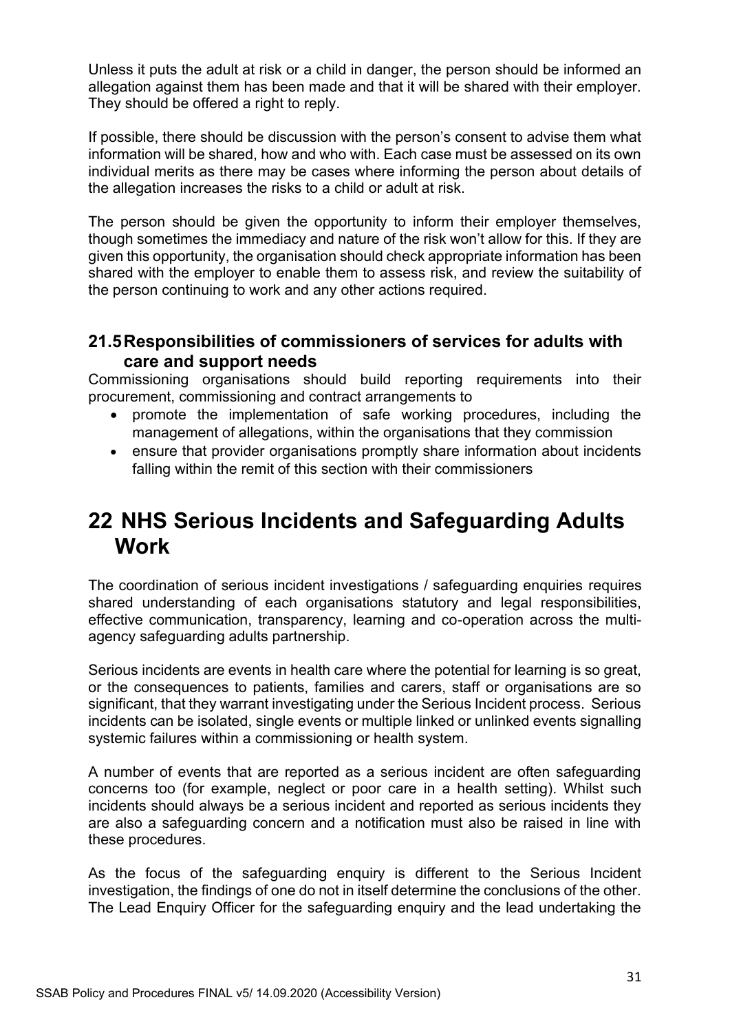Unless it puts the adult at risk or a child in danger, the person should be informed an allegation against them has been made and that it will be shared with their employer. They should be offered a right to reply.

If possible, there should be discussion with the person's consent to advise them what information will be shared, how and who with. Each case must be assessed on its own individual merits as there may be cases where informing the person about details of the allegation increases the risks to a child or adult at risk.

The person should be given the opportunity to inform their employer themselves, though sometimes the immediacy and nature of the risk won't allow for this. If they are given this opportunity, the organisation should check appropriate information has been shared with the employer to enable them to assess risk, and review the suitability of the person continuing to work and any other actions required.

### 21.5 Responsibilities of commissioners of services for adults with care and support needs

Commissioning organisations should build reporting requirements into their procurement, commissioning and contract arrangements to

- promote the implementation of safe working procedures, including the management of allegations, within the organisations that they commission
- ensure that provider organisations promptly share information about incidents falling within the remit of this section with their commissioners

## 22 NHS Serious Incidents and Safeguarding Adults Work

The coordination of serious incident investigations / safeguarding enquiries requires shared understanding of each organisations statutory and legal responsibilities, effective communication, transparency, learning and co-operation across the multi-agency safeguarding adults partnership.

Serious incidents are events in health care where the potential for learning is so great, or the consequences to patients, families and carers, staff or organisations are so significant, that they warrant investigating under the Serious Incident process. Serious incidents can be isolated, single events or multiple linked or unlinked events signalling systemic failures within a commissioning or health system.

A number of events that are reported as a serious incident are often safeguarding concerns too (for example, neglect or poor care in a health setting). Whilst such incidents should always be a serious incident and reported as serious incidents they are also a safeguarding concern and a notification must also be raised in line with these procedures.

As the focus of the safeguarding enquiry is different to the Serious Incident investigation, the findings of one do not in itself determine the conclusions of the other. The Lead Enquiry Officer for the safeguarding enquiry and the lead undertaking the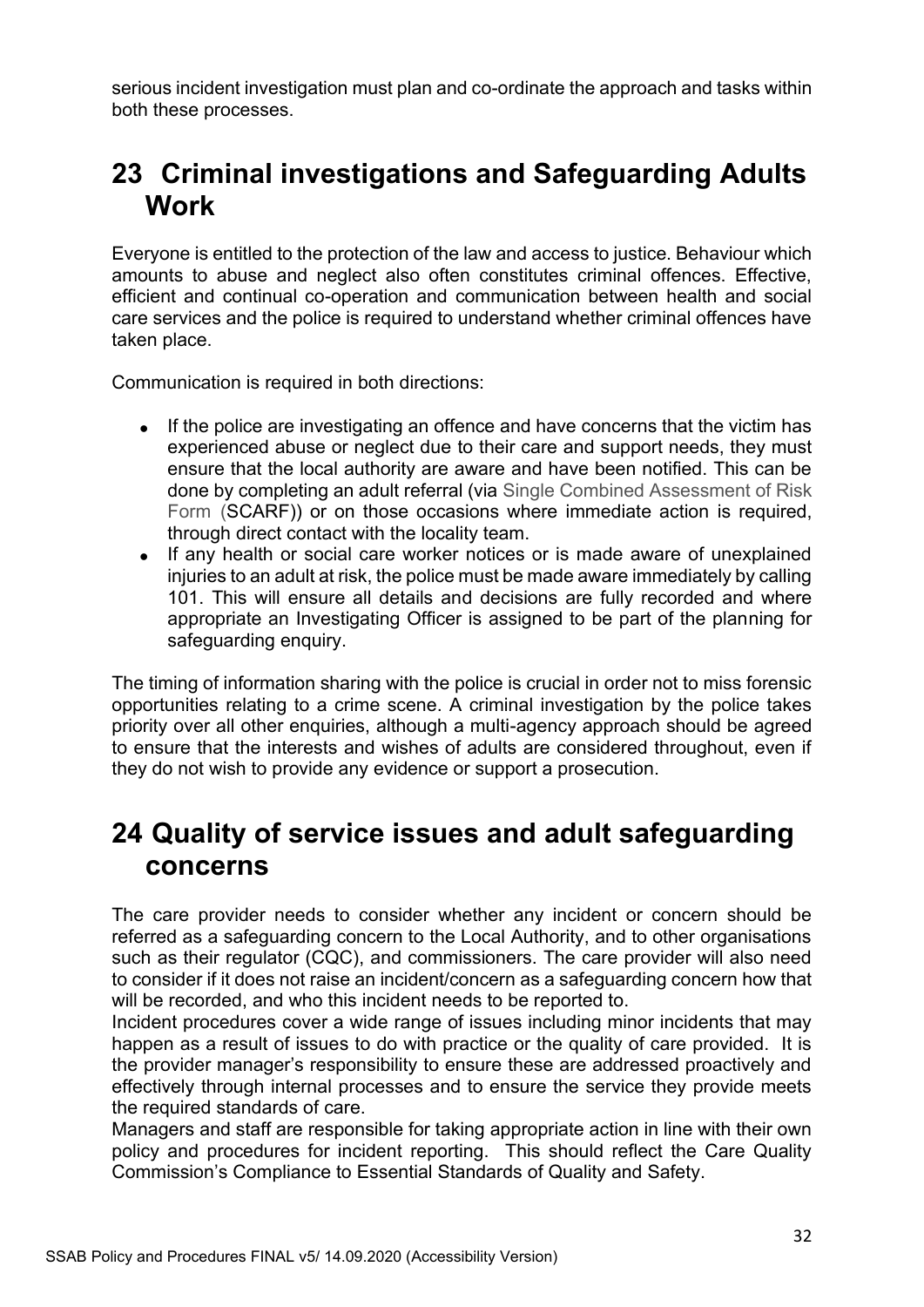serious incident investigation must plan and co-ordinate the approach and tasks within both these processes.

# 23 Criminal investigations and Safeguarding Adults Work

Everyone is entitled to the protection of the law and access to justice. Behaviour which amounts to abuse and neglect also often constitutes criminal offences. Effective, efficient and continual co-operation and communication between health and social care services and the police is required to understand whether criminal offences have taken place.

Communication is required in both directions:

- If the police are investigating an offence and have concerns that the victim has experienced abuse or neglect due to their care and support needs, they must ensure that the local authority are aware and have been notified. This can be done by completing an adult referral (via Single Combined Assessment of Risk Form (SCARF)) or on those occasions where immediate action is required, through direct contact with the locality team.
- If any health or social care worker notices or is made aware of unexplained injuries to an adult at risk, the police must be made aware immediately by calling 101. This will ensure all details and decisions are fully recorded and where appropriate an Investigating Officer is assigned to be part of the planning for safeguarding enquiry.

The timing of information sharing with the police is crucial in order not to miss forensic opportunities relating to a crime scene. A criminal investigation by the police takes priority over all other enquiries, although a multi-agency approach should be agreed to ensure that the interests and wishes of adults are considered throughout, even if they do not wish to provide any evidence or support a prosecution.

# 24 Quality of service issues and adult safeguarding concerns

The care provider needs to consider whether any incident or concern should be referred as a safeguarding concern to the Local Authority, and to other organisations such as their regulator (CQC), and commissioners. The care provider will also need to consider if it does not raise an incident/concern as a safeguarding concern how that will be recorded, and who this incident needs to be reported to.

Incident procedures cover a wide range of issues including minor incidents that may happen as a result of issues to do with practice or the quality of care provided. It is the provider manager's responsibility to ensure these are addressed proactively and effectively through internal processes and to ensure the service they provide meets the required standards of care.

Managers and staff are responsible for taking appropriate action in line with their own policy and procedures for incident reporting. This should reflect the Care Quality Commission's Compliance to Essential Standards of Quality and Safety.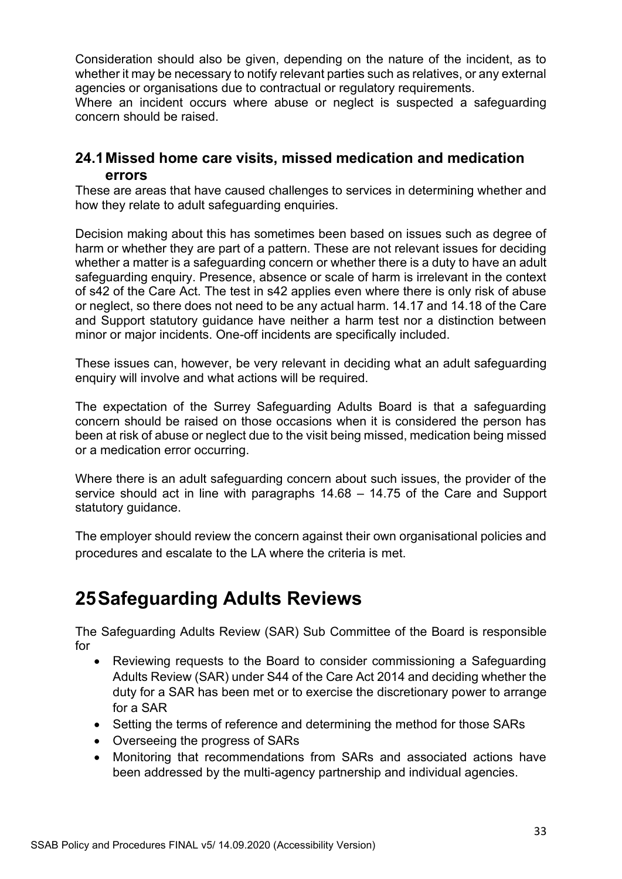Consideration should also be given, depending on the nature of the incident, as to whether it may be necessary to notify relevant parties such as relatives, or any external agencies or organisations due to contractual or regulatory requirements.
Where an incident occurs where abuse or neglect is suspected a safeguarding concern should be raised.

## 24.1 Missed home care visits, missed medication and medication errors

These are areas that have caused challenges to services in determining whether and how they relate to adult safeguarding enquiries.

Decision making about this has sometimes been based on issues such as degree of harm or whether they are part of a pattern. These are not relevant issues for deciding whether a matter is a safeguarding concern or whether there is a duty to have an adult safeguarding enquiry. Presence, absence or scale of harm is irrelevant in the context of s42 of the Care Act. The test in s42 applies even where there is only risk of abuse or neglect, so there does not need to be any actual harm. 14.17 and 14.18 of the Care and Support statutory guidance have neither a harm test nor a distinction between minor or major incidents. One-off incidents are specifically included.

These issues can, however, be very relevant in deciding what an adult safeguarding enquiry will involve and what actions will be required.

The expectation of the Surrey Safeguarding Adults Board is that a safeguarding concern should be raised on those occasions when it is considered the person has been at risk of abuse or neglect due to the visit being missed, medication being missed or a medication error occurring.

Where there is an adult safeguarding concern about such issues, the provider of the service should act in line with paragraphs 14.68 – 14.75 of the Care and Support statutory guidance.

The employer should review the concern against their own organisational policies and procedures and escalate to the LA where the criteria is met.

# 25 Safeguarding Adults Reviews

The Safeguarding Adults Review (SAR) Sub Committee of the Board is responsible for

- Reviewing requests to the Board to consider commissioning a Safeguarding Adults Review (SAR) under S44 of the Care Act 2014 and deciding whether the duty for a SAR has been met or to exercise the discretionary power to arrange for a SAR
- Setting the terms of reference and determining the method for those SARs
- Overseeing the progress of SARs
- Monitoring that recommendations from SARs and associated actions have been addressed by the multi-agency partnership and individual agencies.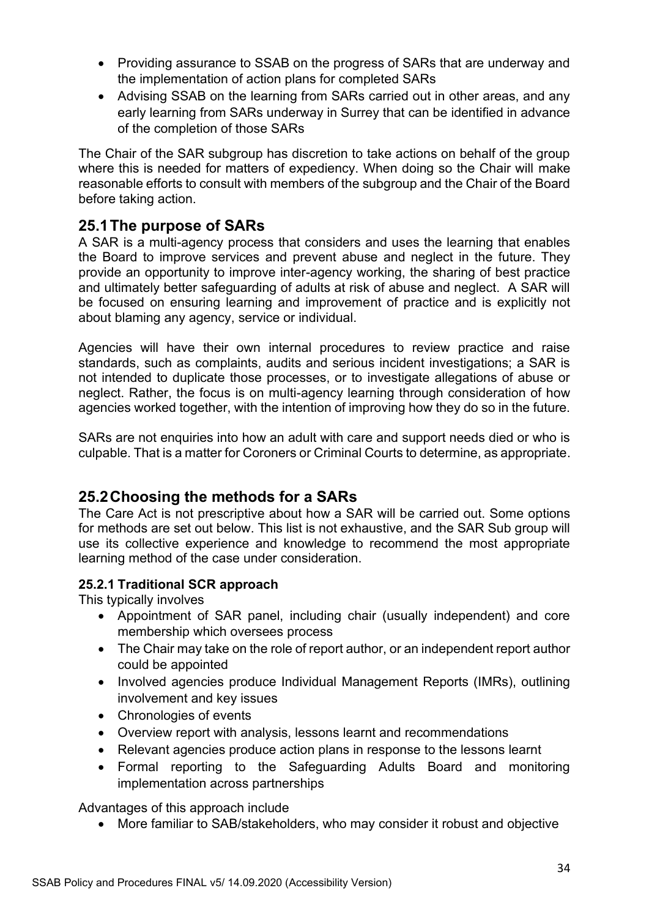- Providing assurance to SSAB on the progress of SARs that are underway and the implementation of action plans for completed SARs
- Advising SSAB on the learning from SARs carried out in other areas, and any early learning from SARs underway in Surrey that can be identified in advance of the completion of those SARs

The Chair of the SAR subgroup has discretion to take actions on behalf of the group where this is needed for matters of expediency. When doing so the Chair will make reasonable efforts to consult with members of the subgroup and the Chair of the Board before taking action.

## 25.1 The purpose of SARs

A SAR is a multi-agency process that considers and uses the learning that enables the Board to improve services and prevent abuse and neglect in the future. They provide an opportunity to improve inter-agency working, the sharing of best practice and ultimately better safeguarding of adults at risk of abuse and neglect. A SAR will be focused on ensuring learning and improvement of practice and is explicitly not about blaming any agency, service or individual.

Agencies will have their own internal procedures to review practice and raise standards, such as complaints, audits and serious incident investigations; a SAR is not intended to duplicate those processes, or to investigate allegations of abuse or neglect. Rather, the focus is on multi-agency learning through consideration of how agencies worked together, with the intention of improving how they do so in the future.

SARs are not enquiries into how an adult with care and support needs died or who is culpable. That is a matter for Coroners or Criminal Courts to determine, as appropriate.

## 25.2 Choosing the methods for a SARs

The Care Act is not prescriptive about how a SAR will be carried out. Some options for methods are set out below. This list is not exhaustive, and the SAR Sub group will use its collective experience and knowledge to recommend the most appropriate learning method of the case under consideration.

### 25.2.1 Traditional SCR approach

This typically involves

- Appointment of SAR panel, including chair (usually independent) and core membership which oversees process
- The Chair may take on the role of report author, or an independent report author could be appointed
- Involved agencies produce Individual Management Reports (IMRs), outlining involvement and key issues
- Chronologies of events
- Overview report with analysis, lessons learnt and recommendations
- Relevant agencies produce action plans in response to the lessons learnt
- Formal reporting to the Safeguarding Adults Board and monitoring implementation across partnerships

Advantages of this approach include

- More familiar to SAB/stakeholders, who may consider it robust and objective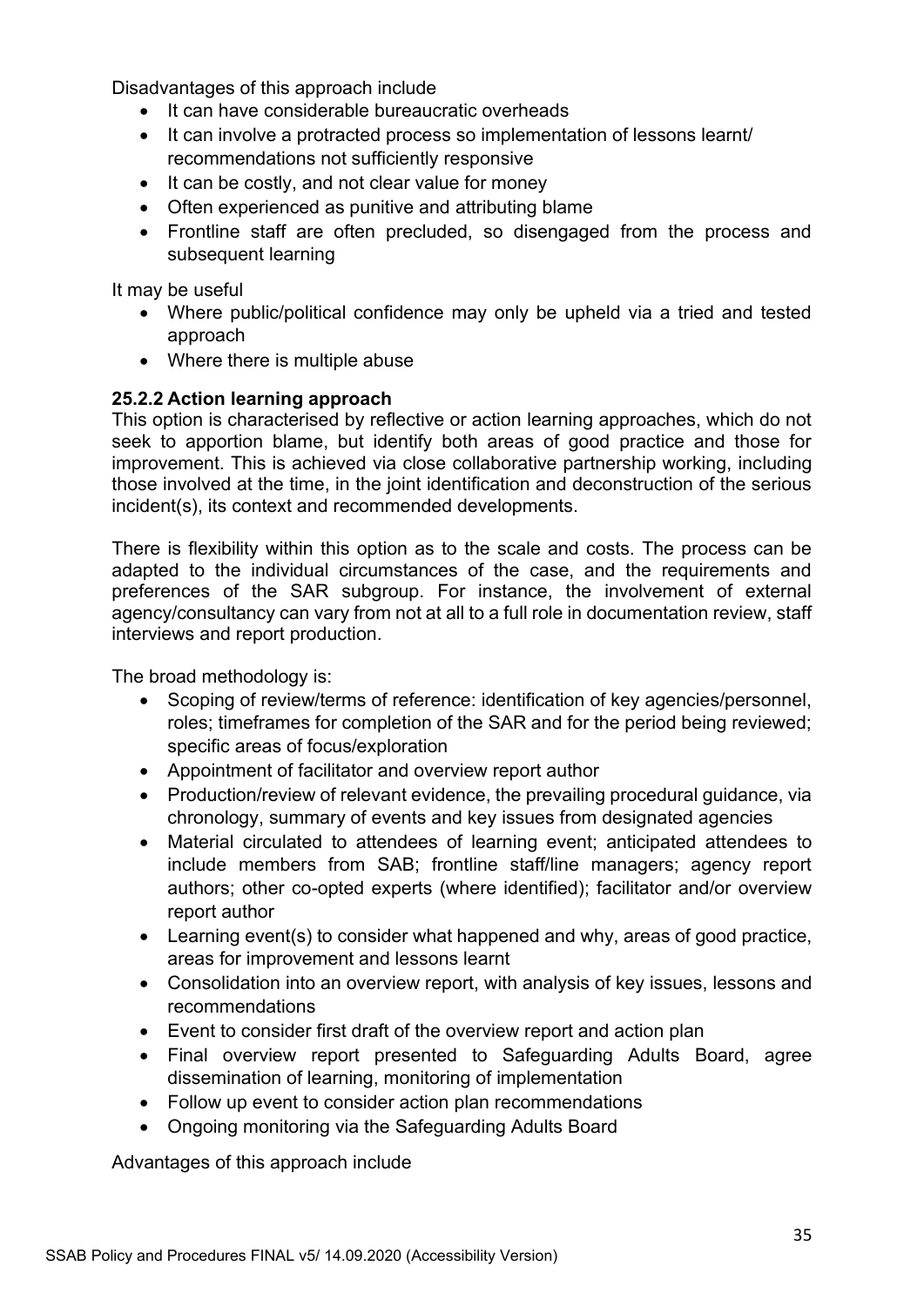Disadvantages of this approach include

- It can have considerable bureaucratic overheads
- It can involve a protracted process so implementation of lessons learnt/ recommendations not sufficiently responsive
- It can be costly, and not clear value for money
- Often experienced as punitive and attributing blame
- Frontline staff are often precluded, so disengaged from the process and subsequent learning

It may be useful

- Where public/political confidence may only be upheld via a tried and tested approach
- Where there is multiple abuse

### 25.2.2 Action learning approach

This option is characterised by reflective or action learning approaches, which do not seek to apportion blame, but identify both areas of good practice and those for improvement. This is achieved via close collaborative partnership working, including those involved at the time, in the joint identification and deconstruction of the serious incident(s), its context and recommended developments.

There is flexibility within this option as to the scale and costs. The process can be adapted to the individual circumstances of the case, and the requirements and preferences of the SAR subgroup. For instance, the involvement of external agency/consultancy can vary from not at all to a full role in documentation review, staff interviews and report production.

The broad methodology is:

- Scoping of review/terms of reference: identification of key agencies/personnel, roles; timeframes for completion of the SAR and for the period being reviewed; specific areas of focus/exploration
- Appointment of facilitator and overview report author
- Production/review of relevant evidence, the prevailing procedural guidance, via chronology, summary of events and key issues from designated agencies
- Material circulated to attendees of learning event; anticipated attendees to include members from SAB; frontline staff/line managers; agency report authors; other co-opted experts (where identified); facilitator and/or overview report author
- Learning event(s) to consider what happened and why, areas of good practice, areas for improvement and lessons learnt
- Consolidation into an overview report, with analysis of key issues, lessons and recommendations
- Event to consider first draft of the overview report and action plan
- Final overview report presented to Safeguarding Adults Board, agree dissemination of learning, monitoring of implementation
- Follow up event to consider action plan recommendations
- Ongoing monitoring via the Safeguarding Adults Board

Advantages of this approach include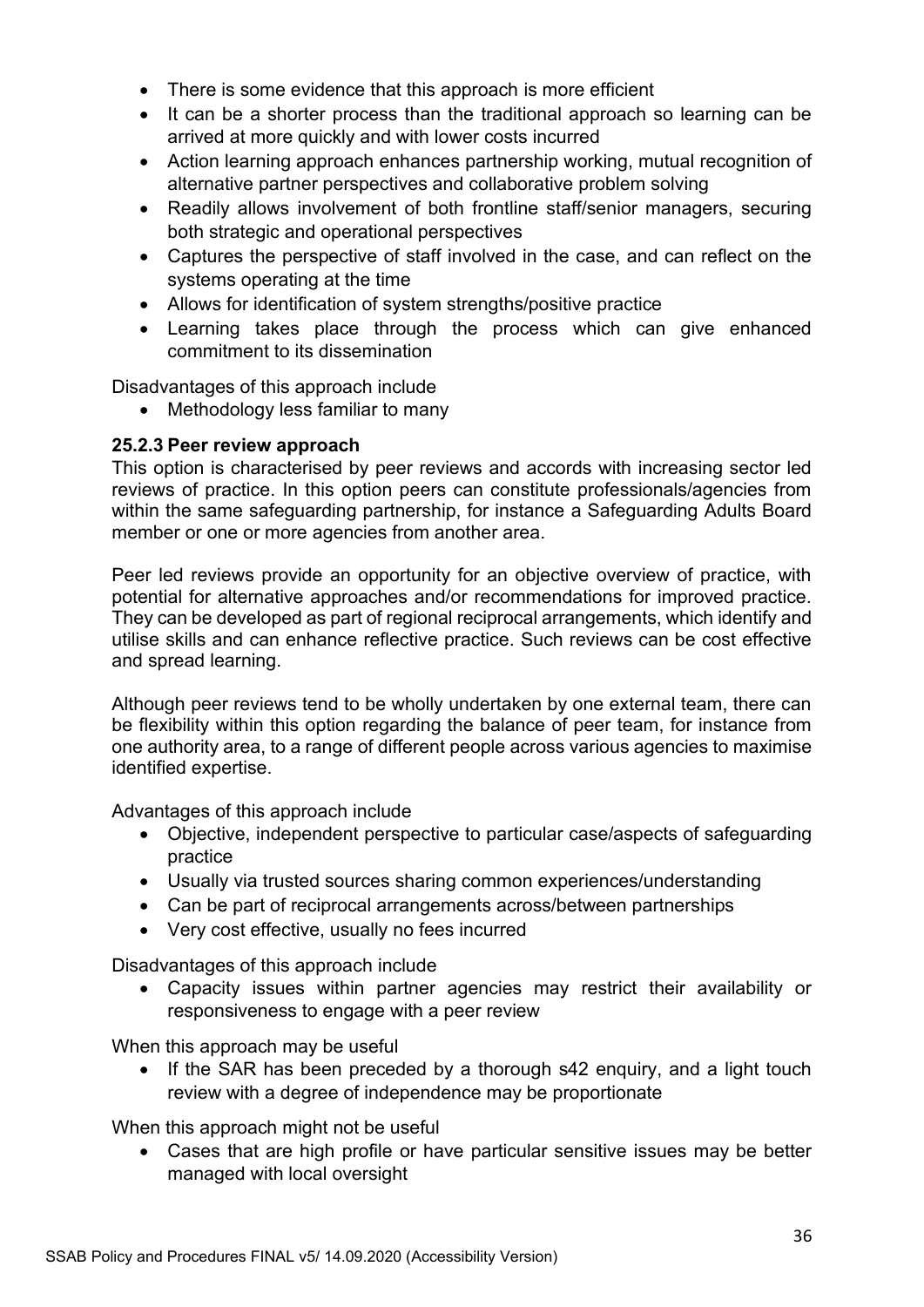- There is some evidence that this approach is more efficient
- It can be a shorter process than the traditional approach so learning can be arrived at more quickly and with lower costs incurred
- Action learning approach enhances partnership working, mutual recognition of alternative partner perspectives and collaborative problem solving
- Readily allows involvement of both frontline staff/senior managers, securing both strategic and operational perspectives
- Captures the perspective of staff involved in the case, and can reflect on the systems operating at the time
- Allows for identification of system strengths/positive practice
- Learning takes place through the process which can give enhanced commitment to its dissemination

Disadvantages of this approach include

- Methodology less familiar to many

**25.2.3 Peer review approach**

This option is characterised by peer reviews and accords with increasing sector led reviews of practice. In this option peers can constitute professionals/agencies from within the same safeguarding partnership, for instance a Safeguarding Adults Board member or one or more agencies from another area.

Peer led reviews provide an opportunity for an objective overview of practice, with potential for alternative approaches and/or recommendations for improved practice. They can be developed as part of regional reciprocal arrangements, which identify and utilise skills and can enhance reflective practice. Such reviews can be cost effective and spread learning.

Although peer reviews tend to be wholly undertaken by one external team, there can be flexibility within this option regarding the balance of peer team, for instance from one authority area, to a range of different people across various agencies to maximise identified expertise.

Advantages of this approach include

- Objective, independent perspective to particular case/aspects of safeguarding practice
- Usually via trusted sources sharing common experiences/understanding
- Can be part of reciprocal arrangements across/between partnerships
- Very cost effective, usually no fees incurred

Disadvantages of this approach include

- Capacity issues within partner agencies may restrict their availability or responsiveness to engage with a peer review

When this approach may be useful

- If the SAR has been preceded by a thorough s42 enquiry, and a light touch review with a degree of independence may be proportionate

When this approach might not be useful

- Cases that are high profile or have particular sensitive issues may be better managed with local oversight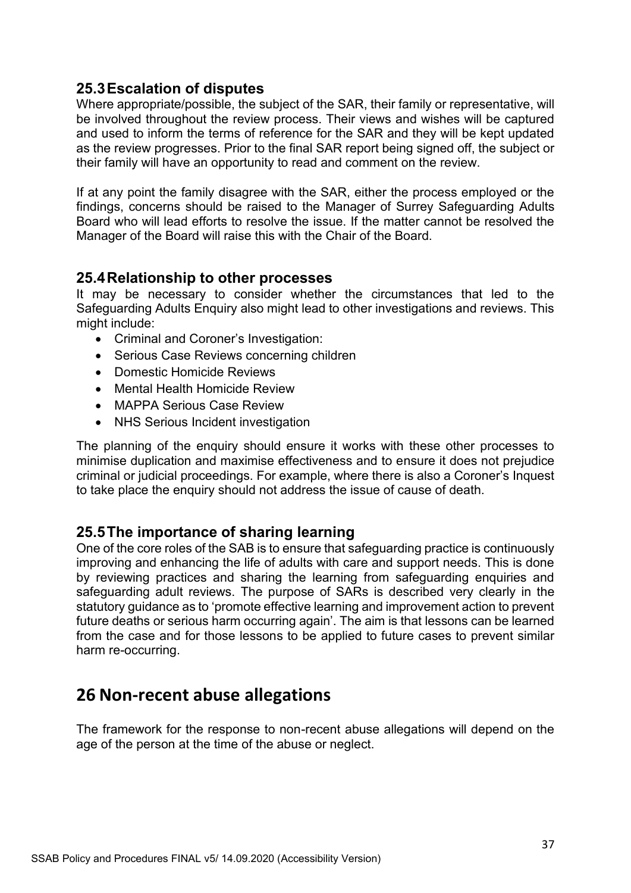### 25.3 Escalation of disputes

Where appropriate/possible, the subject of the SAR, their family or representative, will be involved throughout the review process. Their views and wishes will be captured and used to inform the terms of reference for the SAR and they will be kept updated as the review progresses. Prior to the final SAR report being signed off, the subject or their family will have an opportunity to read and comment on the review.

If at any point the family disagree with the SAR, either the process employed or the findings, concerns should be raised to the Manager of Surrey Safeguarding Adults Board who will lead efforts to resolve the issue. If the matter cannot be resolved the Manager of the Board will raise this with the Chair of the Board.

### 25.4 Relationship to other processes

It may be necessary to consider whether the circumstances that led to the Safeguarding Adults Enquiry also might lead to other investigations and reviews. This might include:

- Criminal and Coroner's Investigation:
- Serious Case Reviews concerning children
- Domestic Homicide Reviews
- Mental Health Homicide Review
- MAPPA Serious Case Review
- NHS Serious Incident investigation

The planning of the enquiry should ensure it works with these other processes to minimise duplication and maximise effectiveness and to ensure it does not prejudice criminal or judicial proceedings. For example, where there is also a Coroner's Inquest to take place the enquiry should not address the issue of cause of death.

### 25.5 The importance of sharing learning

One of the core roles of the SAB is to ensure that safeguarding practice is continuously improving and enhancing the life of adults with care and support needs. This is done by reviewing practices and sharing the learning from safeguarding enquiries and safeguarding adult reviews. The purpose of SARs is described very clearly in the statutory guidance as to 'promote effective learning and improvement action to prevent future deaths or serious harm occurring again'. The aim is that lessons can be learned from the case and for those lessons to be applied to future cases to prevent similar harm re-occurring.

## 26 Non-recent abuse allegations

The framework for the response to non-recent abuse allegations will depend on the age of the person at the time of the abuse or neglect.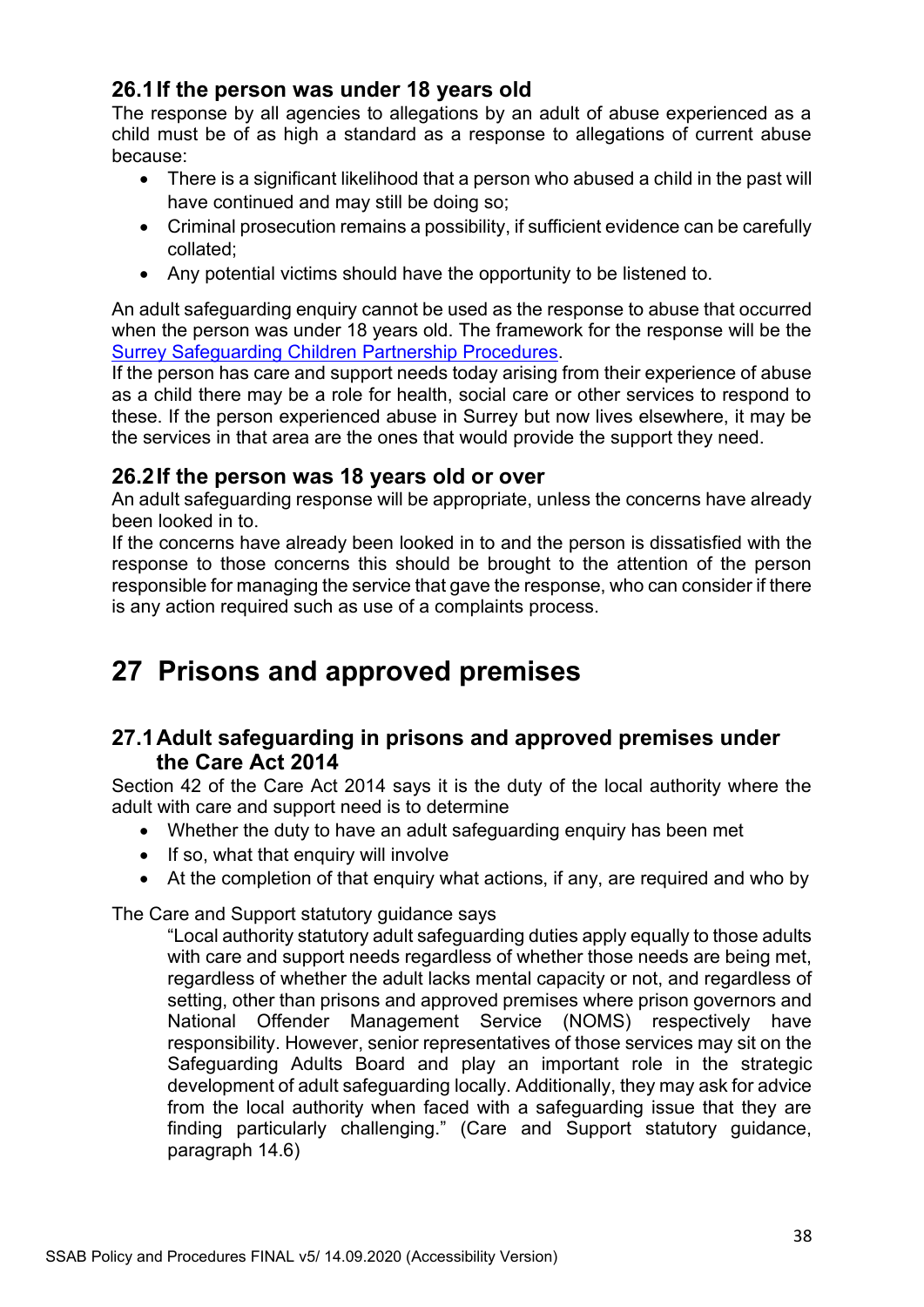### 26.1 If the person was under 18 years old

The response by all agencies to allegations by an adult of abuse experienced as a child must be of as high a standard as a response to allegations of current abuse because:

- There is a significant likelihood that a person who abused a child in the past will have continued and may still be doing so;
- Criminal prosecution remains a possibility, if sufficient evidence can be carefully collated;
- Any potential victims should have the opportunity to be listened to.

An adult safeguarding enquiry cannot be used as the response to abuse that occurred when the person was under 18 years old. The framework for the response will be the [Surrey Safeguarding Children Partnership Procedures](#).

If the person has care and support needs today arising from their experience of abuse as a child there may be a role for health, social care or other services to respond to these. If the person experienced abuse in Surrey but now lives elsewhere, it may be the services in that area are the ones that would provide the support they need.

### 26.2 If the person was 18 years old or over

An adult safeguarding response will be appropriate, unless the concerns have already been looked in to.

If the concerns have already been looked in to and the person is dissatisfied with the response to those concerns this should be brought to the attention of the person responsible for managing the service that gave the response, who can consider if there is any action required such as use of a complaints process.

# 27 Prisons and approved premises

### 27.1 Adult safeguarding in prisons and approved premises under the Care Act 2014

Section 42 of the Care Act 2014 says it is the duty of the local authority where the adult with care and support need is to determine

- Whether the duty to have an adult safeguarding enquiry has been met
- If so, what that enquiry will involve
- At the completion of that enquiry what actions, if any, are required and who by

The Care and Support statutory guidance says

> "Local authority statutory adult safeguarding duties apply equally to those adults with care and support needs regardless of whether those needs are being met, regardless of whether the adult lacks mental capacity or not, and regardless of setting, other than prisons and approved premises where prison governors and National Offender Management Service (NOMS) respectively have responsibility. However, senior representatives of those services may sit on the Safeguarding Adults Board and play an important role in the strategic development of adult safeguarding locally. Additionally, they may ask for advice from the local authority when faced with a safeguarding issue that they are finding particularly challenging." (Care and Support statutory guidance, paragraph 14.6)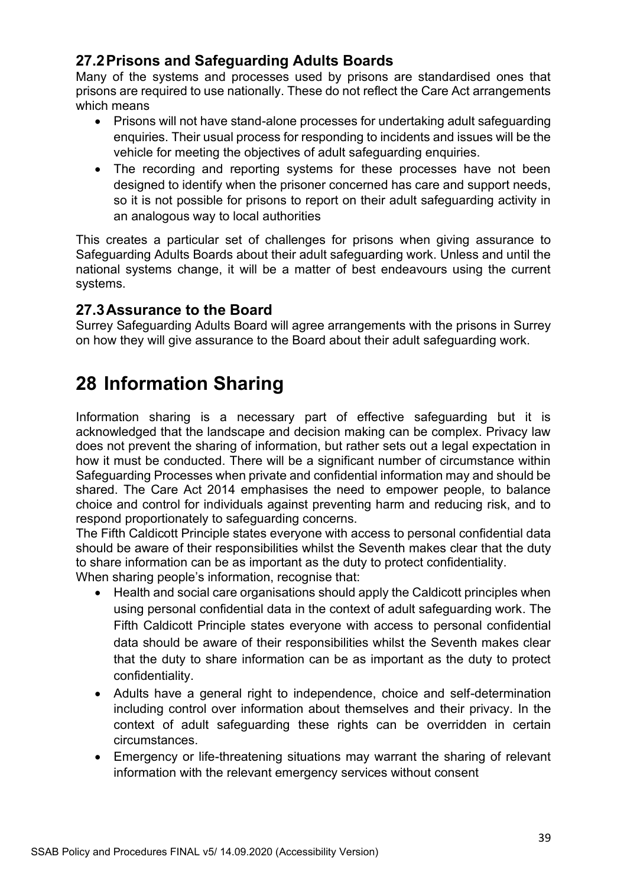## 27.2 Prisons and Safeguarding Adults Boards

Many of the systems and processes used by prisons are standardised ones that prisons are required to use nationally. These do not reflect the Care Act arrangements which means

- Prisons will not have stand-alone processes for undertaking adult safeguarding enquiries. Their usual process for responding to incidents and issues will be the vehicle for meeting the objectives of adult safeguarding enquiries.
- The recording and reporting systems for these processes have not been designed to identify when the prisoner concerned has care and support needs, so it is not possible for prisons to report on their adult safeguarding activity in an analogous way to local authorities

This creates a particular set of challenges for prisons when giving assurance to Safeguarding Adults Boards about their adult safeguarding work. Unless and until the national systems change, it will be a matter of best endeavours using the current systems.

## 27.3 Assurance to the Board

Surrey Safeguarding Adults Board will agree arrangements with the prisons in Surrey on how they will give assurance to the Board about their adult safeguarding work.

# 28 Information Sharing

Information sharing is a necessary part of effective safeguarding but it is acknowledged that the landscape and decision making can be complex. Privacy law does not prevent the sharing of information, but rather sets out a legal expectation in how it must be conducted. There will be a significant number of circumstance within Safeguarding Processes when private and confidential information may and should be shared. The Care Act 2014 emphasises the need to empower people, to balance choice and control for individuals against preventing harm and reducing risk, and to respond proportionately to safeguarding concerns.

The Fifth Caldicott Principle states everyone with access to personal confidential data should be aware of their responsibilities whilst the Seventh makes clear that the duty to share information can be as important as the duty to protect confidentiality.

When sharing people's information, recognise that:

- Health and social care organisations should apply the Caldicott principles when using personal confidential data in the context of adult safeguarding work. The Fifth Caldicott Principle states everyone with access to personal confidential data should be aware of their responsibilities whilst the Seventh makes clear that the duty to share information can be as important as the duty to protect confidentiality.
- Adults have a general right to independence, choice and self-determination including control over information about themselves and their privacy. In the context of adult safeguarding these rights can be overridden in certain circumstances.
- Emergency or life-threatening situations may warrant the sharing of relevant information with the relevant emergency services without consent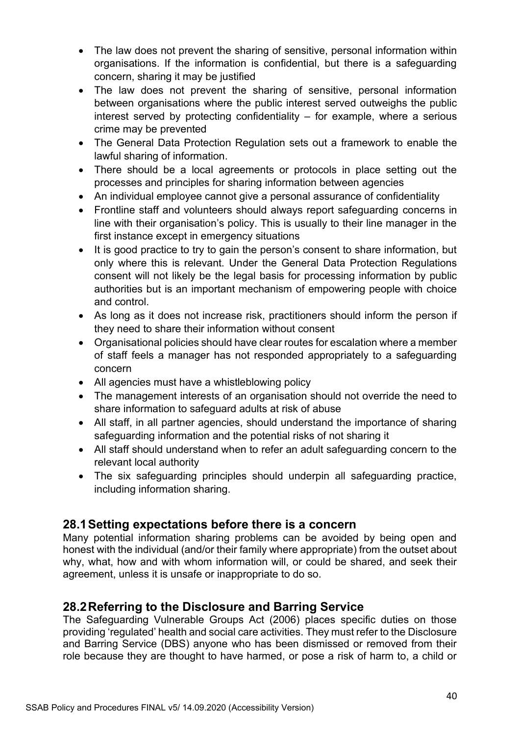- The law does not prevent the sharing of sensitive, personal information within organisations. If the information is confidential, but there is a safeguarding concern, sharing it may be justified
- The law does not prevent the sharing of sensitive, personal information between organisations where the public interest served outweighs the public interest served by protecting confidentiality – for example, where a serious crime may be prevented
- The General Data Protection Regulation sets out a framework to enable the lawful sharing of information.
- There should be a local agreements or protocols in place setting out the processes and principles for sharing information between agencies
- An individual employee cannot give a personal assurance of confidentiality
- Frontline staff and volunteers should always report safeguarding concerns in line with their organisation's policy. This is usually to their line manager in the first instance except in emergency situations
- It is good practice to try to gain the person's consent to share information, but only where this is relevant. Under the General Data Protection Regulations consent will not likely be the legal basis for processing information by public authorities but is an important mechanism of empowering people with choice and control.
- As long as it does not increase risk, practitioners should inform the person if they need to share their information without consent
- Organisational policies should have clear routes for escalation where a member of staff feels a manager has not responded appropriately to a safeguarding concern
- All agencies must have a whistleblowing policy
- The management interests of an organisation should not override the need to share information to safeguard adults at risk of abuse
- All staff, in all partner agencies, should understand the importance of sharing safeguarding information and the potential risks of not sharing it
- All staff should understand when to refer an adult safeguarding concern to the relevant local authority
- The six safeguarding principles should underpin all safeguarding practice, including information sharing.

## 28.1 Setting expectations before there is a concern

Many potential information sharing problems can be avoided by being open and honest with the individual (and/or their family where appropriate) from the outset about why, what, how and with whom information will, or could be shared, and seek their agreement, unless it is unsafe or inappropriate to do so.

## 28.2 Referring to the Disclosure and Barring Service

The Safeguarding Vulnerable Groups Act (2006) places specific duties on those providing 'regulated' health and social care activities. They must refer to the Disclosure and Barring Service (DBS) anyone who has been dismissed or removed from their role because they are thought to have harmed, or pose a risk of harm to, a child or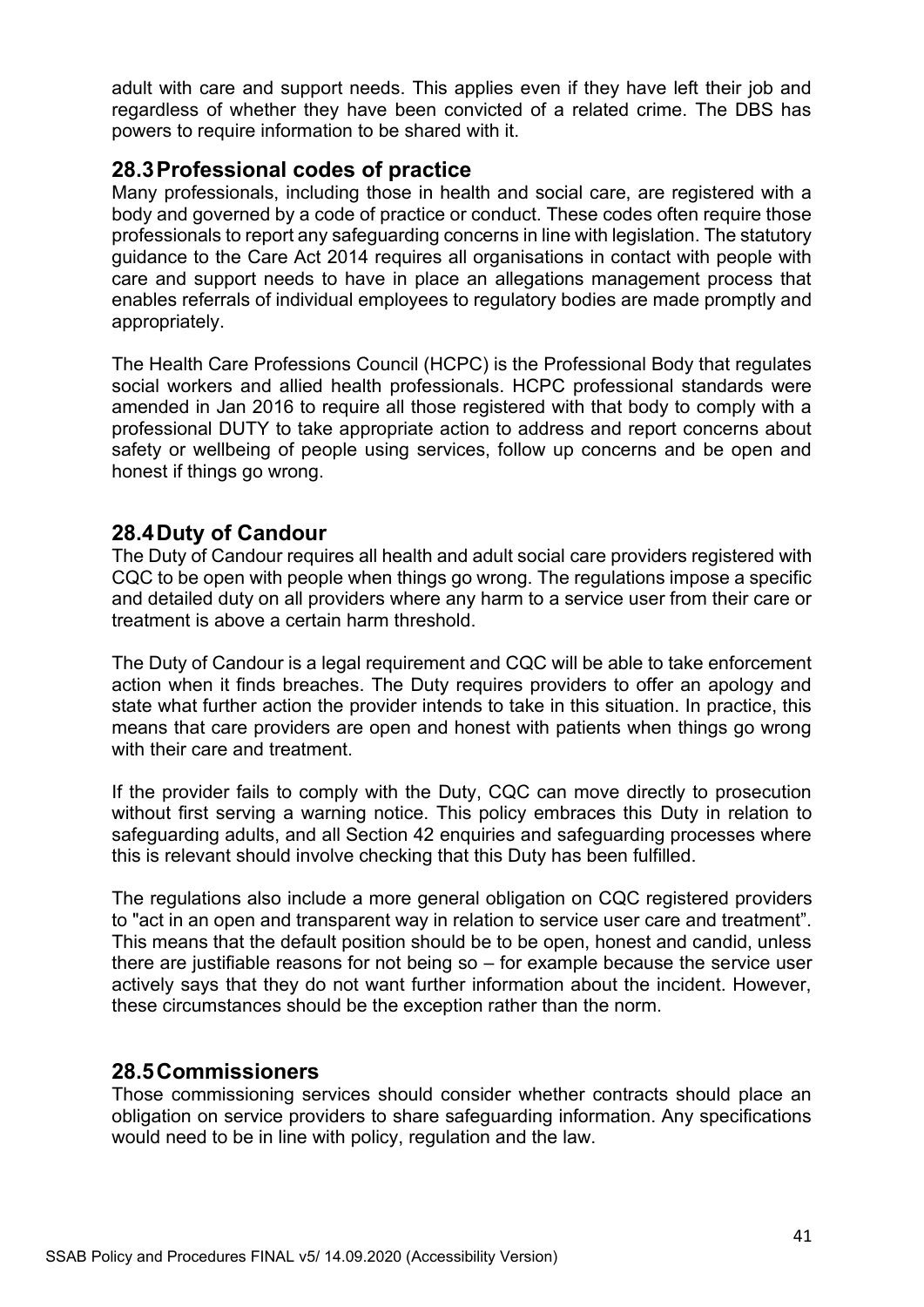adult with care and support needs. This applies even if they have left their job and regardless of whether they have been convicted of a related crime. The DBS has powers to require information to be shared with it.

## 28.3 Professional codes of practice

Many professionals, including those in health and social care, are registered with a body and governed by a code of practice or conduct. These codes often require those professionals to report any safeguarding concerns in line with legislation. The statutory guidance to the Care Act 2014 requires all organisations in contact with people with care and support needs to have in place an allegations management process that enables referrals of individual employees to regulatory bodies are made promptly and appropriately.

The Health Care Professions Council (HCPC) is the Professional Body that regulates social workers and allied health professionals. HCPC professional standards were amended in Jan 2016 to require all those registered with that body to comply with a professional DUTY to take appropriate action to address and report concerns about safety or wellbeing of people using services, follow up concerns and be open and honest if things go wrong.

## 28.4 Duty of Candour

The Duty of Candour requires all health and adult social care providers registered with CQC to be open with people when things go wrong. The regulations impose a specific and detailed duty on all providers where any harm to a service user from their care or treatment is above a certain harm threshold.

The Duty of Candour is a legal requirement and CQC will be able to take enforcement action when it finds breaches. The Duty requires providers to offer an apology and state what further action the provider intends to take in this situation. In practice, this means that care providers are open and honest with patients when things go wrong with their care and treatment.

If the provider fails to comply with the Duty, CQC can move directly to prosecution without first serving a warning notice. This policy embraces this Duty in relation to safeguarding adults, and all Section 42 enquiries and safeguarding processes where this is relevant should involve checking that this Duty has been fulfilled.

The regulations also include a more general obligation on CQC registered providers to "act in an open and transparent way in relation to service user care and treatment". This means that the default position should be to be open, honest and candid, unless there are justifiable reasons for not being so – for example because the service user actively says that they do not want further information about the incident. However, these circumstances should be the exception rather than the norm.

## 28.5 Commissioners

Those commissioning services should consider whether contracts should place an obligation on service providers to share safeguarding information. Any specifications would need to be in line with policy, regulation and the law.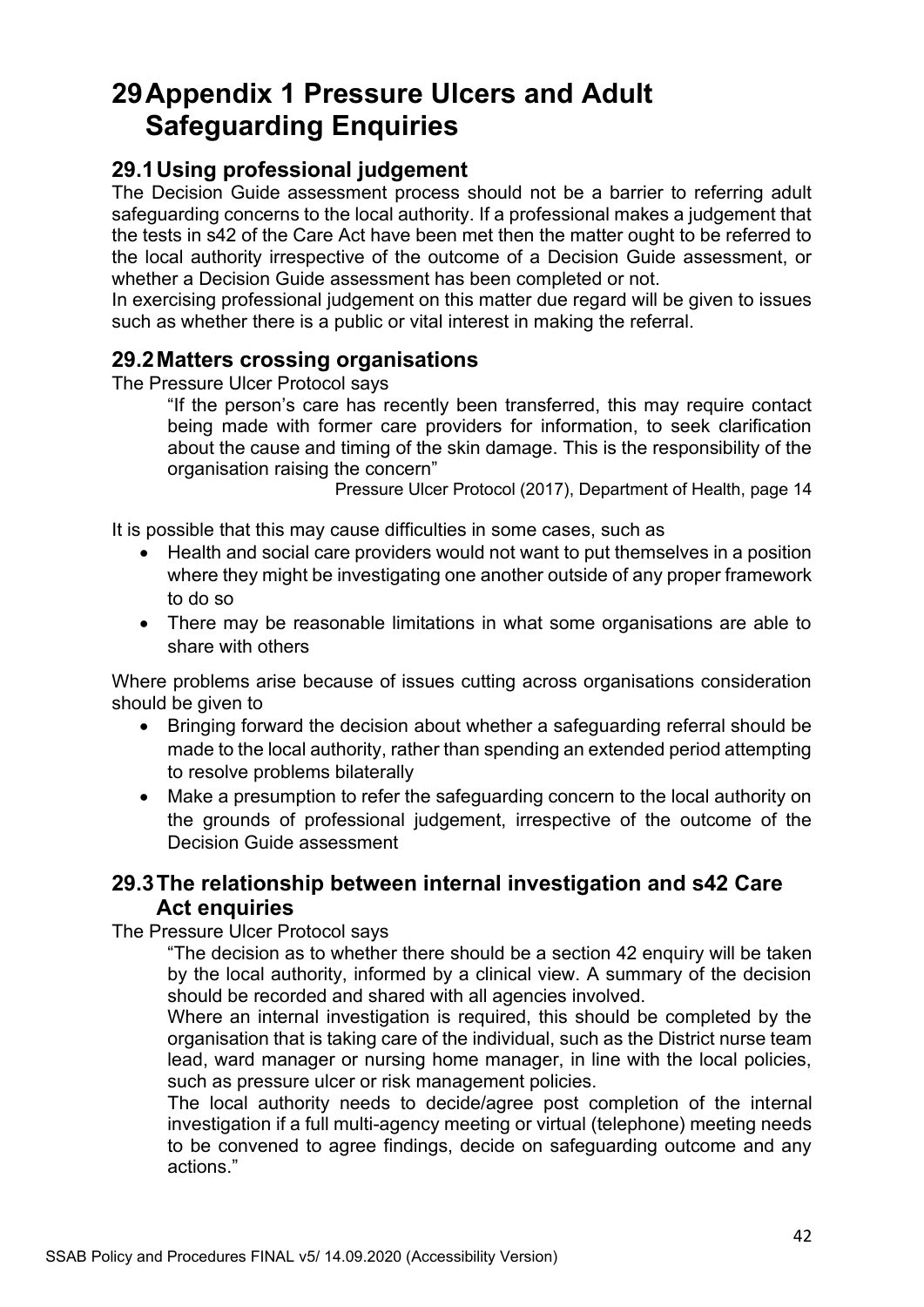# 29 Appendix 1 Pressure Ulcers and Adult Safeguarding Enquiries

## 29.1 Using professional judgement

The Decision Guide assessment process should not be a barrier to referring adult safeguarding concerns to the local authority. If a professional makes a judgement that the tests in s42 of the Care Act have been met then the matter ought to be referred to the local authority irrespective of the outcome of a Decision Guide assessment, or whether a Decision Guide assessment has been completed or not.

In exercising professional judgement on this matter due regard will be given to issues such as whether there is a public or vital interest in making the referral.

## 29.2 Matters crossing organisations

The Pressure Ulcer Protocol says

> "If the person's care has recently been transferred, this may require contact being made with former care providers for information, to seek clarification about the cause and timing of the skin damage. This is the responsibility of the organisation raising the concern"
>
> Pressure Ulcer Protocol (2017), Department of Health, page 14

It is possible that this may cause difficulties in some cases, such as

- Health and social care providers would not want to put themselves in a position where they might be investigating one another outside of any proper framework to do so
- There may be reasonable limitations in what some organisations are able to share with others

Where problems arise because of issues cutting across organisations consideration should be given to

- Bringing forward the decision about whether a safeguarding referral should be made to the local authority, rather than spending an extended period attempting to resolve problems bilaterally
- Make a presumption to refer the safeguarding concern to the local authority on the grounds of professional judgement, irrespective of the outcome of the Decision Guide assessment

## 29.3 The relationship between internal investigation and s42 Care Act enquiries

The Pressure Ulcer Protocol says

> "The decision as to whether there should be a section 42 enquiry will be taken by the local authority, informed by a clinical view. A summary of the decision should be recorded and shared with all agencies involved.
>
> Where an internal investigation is required, this should be completed by the organisation that is taking care of the individual, such as the District nurse team lead, ward manager or nursing home manager, in line with the local policies, such as pressure ulcer or risk management policies.
>
> The local authority needs to decide/agree post completion of the internal investigation if a full multi-agency meeting or virtual (telephone) meeting needs to be convened to agree findings, decide on safeguarding outcome and any actions."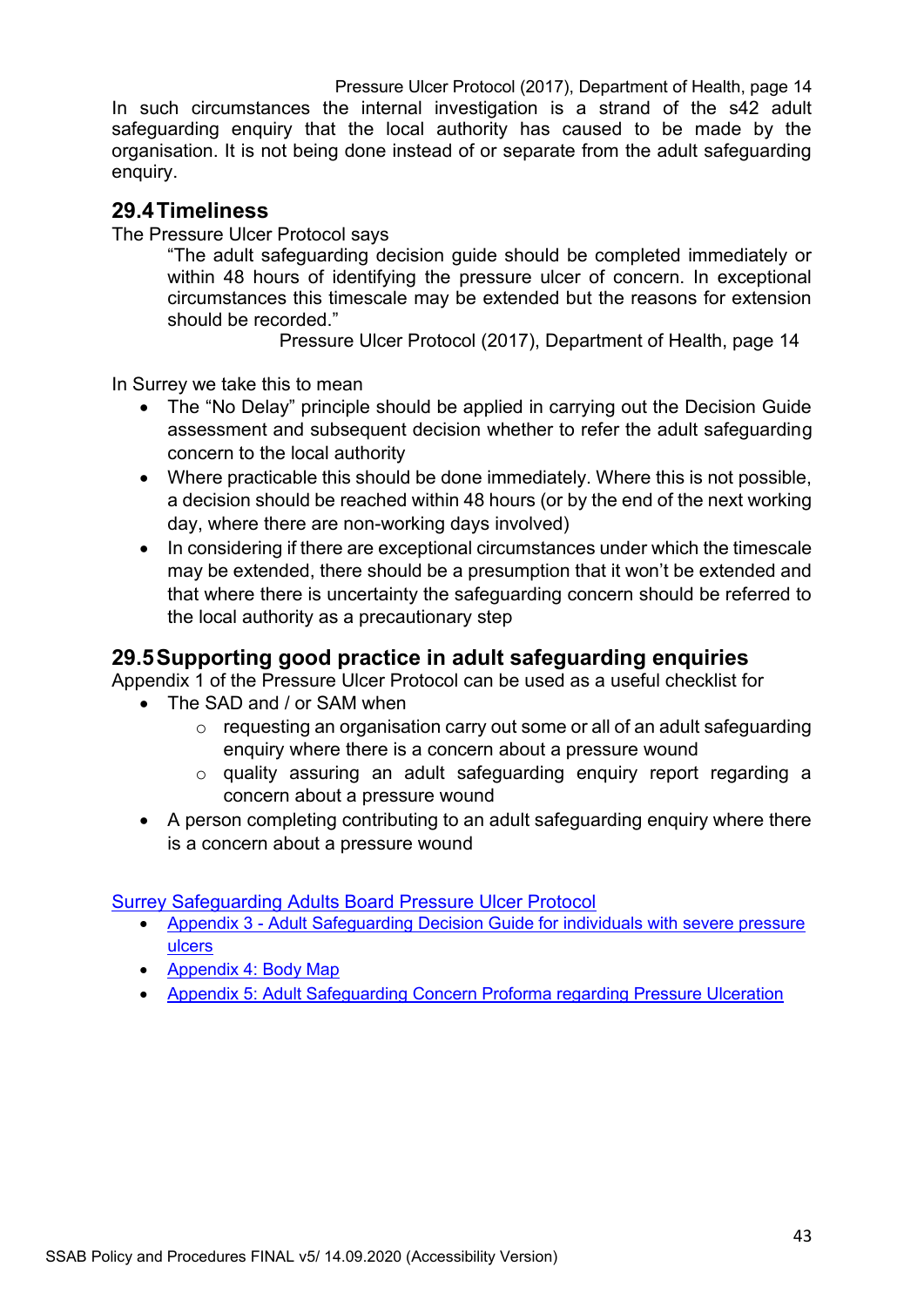Pressure Ulcer Protocol (2017), Department of Health, page 14

In such circumstances the internal investigation is a strand of the s42 adult safeguarding enquiry that the local authority has caused to be made by the organisation. It is not being done instead of or separate from the adult safeguarding enquiry.

## 29.4 Timeliness

The Pressure Ulcer Protocol says

> "The adult safeguarding decision guide should be completed immediately or within 48 hours of identifying the pressure ulcer of concern. In exceptional circumstances this timescale may be extended but the reasons for extension should be recorded."
>
> Pressure Ulcer Protocol (2017), Department of Health, page 14

In Surrey we take this to mean

- The "No Delay" principle should be applied in carrying out the Decision Guide assessment and subsequent decision whether to refer the adult safeguarding concern to the local authority
- Where practicable this should be done immediately. Where this is not possible, a decision should be reached within 48 hours (or by the end of the next working day, where there are non-working days involved)
- In considering if there are exceptional circumstances under which the timescale may be extended, there should be a presumption that it won't be extended and that where there is uncertainty the safeguarding concern should be referred to the local authority as a precautionary step

## 29.5 Supporting good practice in adult safeguarding enquiries

Appendix 1 of the Pressure Ulcer Protocol can be used as a useful checklist for

- The SAD and / or SAM when
  - requesting an organisation carry out some or all of an adult safeguarding enquiry where there is a concern about a pressure wound
  - quality assuring an adult safeguarding enquiry report regarding a concern about a pressure wound
- A person completing contributing to an adult safeguarding enquiry where there is a concern about a pressure wound

Surrey Safeguarding Adults Board Pressure Ulcer Protocol

- Appendix 3 - Adult Safeguarding Decision Guide for individuals with severe pressure ulcers
- Appendix 4: Body Map
- Appendix 5: Adult Safeguarding Concern Proforma regarding Pressure Ulceration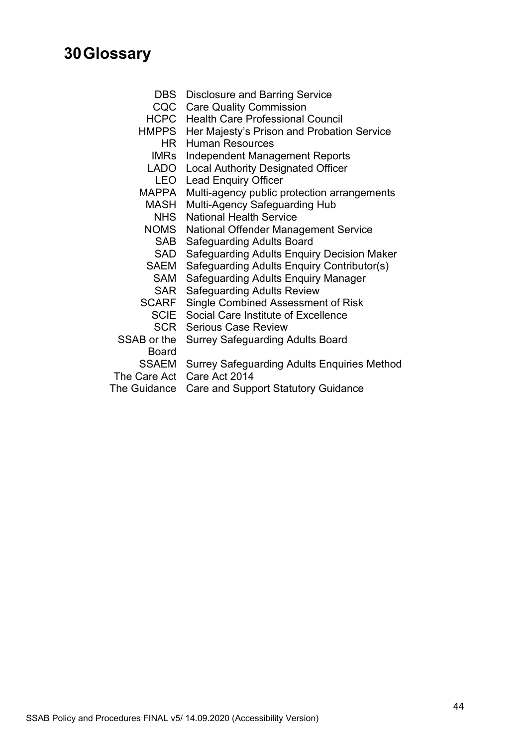# 30 Glossary

| | |
|---|---|
| DBS | Disclosure and Barring Service |
| CQC | Care Quality Commission |
| HCPC | Health Care Professional Council |
| HMPPS | Her Majesty's Prison and Probation Service |
| HR | Human Resources |
| IMRs | Independent Management Reports |
| LADO | Local Authority Designated Officer |
| LEO | Lead Enquiry Officer |
| MAPPA | Multi-agency public protection arrangements |
| MASH | Multi-Agency Safeguarding Hub |
| NHS | National Health Service |
| NOMS | National Offender Management Service |
| SAB | Safeguarding Adults Board |
| SAD | Safeguarding Adults Enquiry Decision Maker |
| SAEM | Safeguarding Adults Enquiry Contributor(s) |
| SAM | Safeguarding Adults Enquiry Manager |
| SAR | Safeguarding Adults Review |
| SCARF | Single Combined Assessment of Risk |
| SCIE | Social Care Institute of Excellence |
| SCR | Serious Case Review |
| SSAB or the Board | Surrey Safeguarding Adults Board |
| SSAEM | Surrey Safeguarding Adults Enquiries Method |
| The Care Act | Care Act 2014 |
| The Guidance | Care and Support Statutory Guidance |